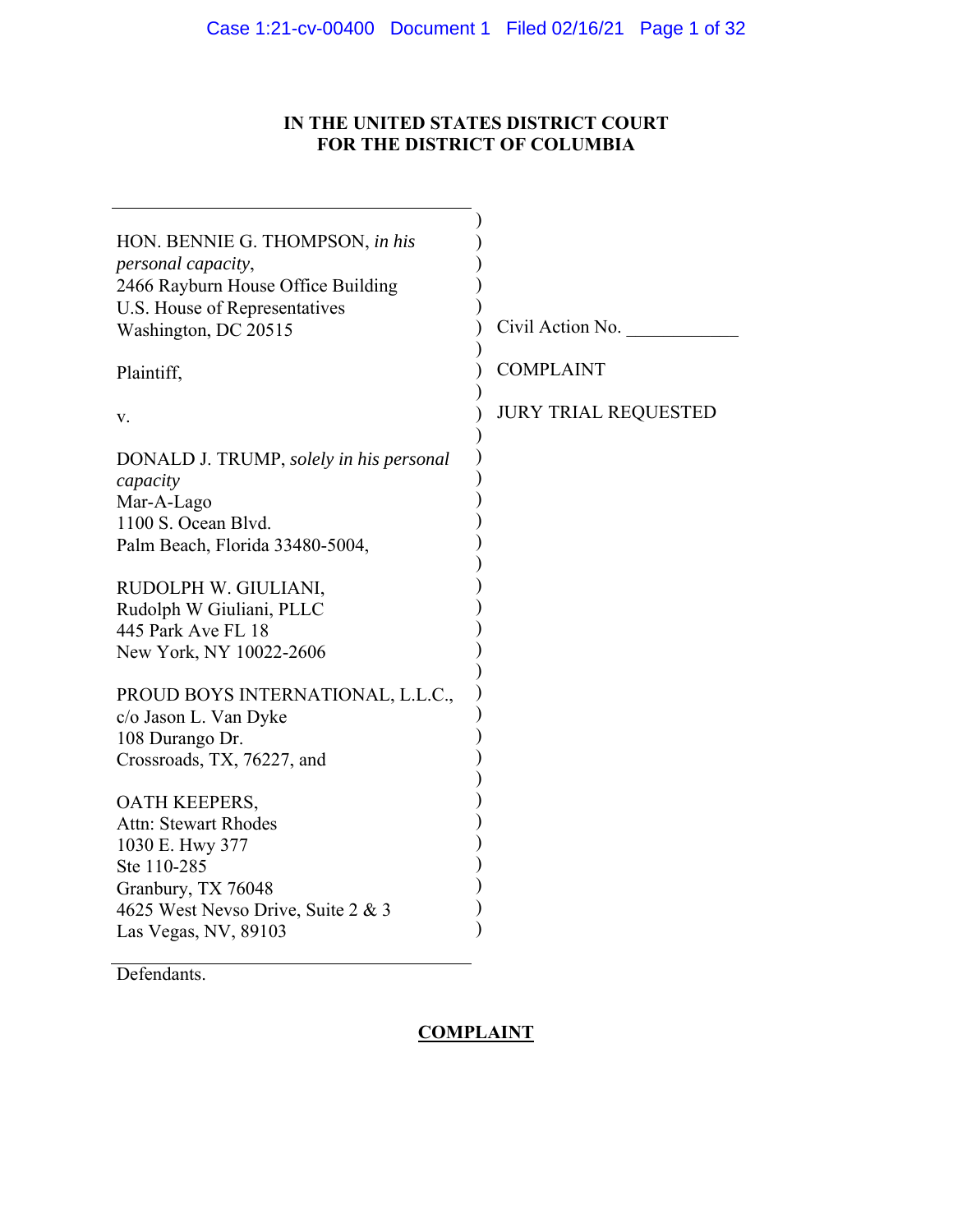**IN THE UNITED STATES DISTRICT COURT**
**FOR THE DISTRICT OF COLUMBIA**

HON. BENNIE G. THOMPSON, *in his personal capacity*,
2466 Rayburn House Office Building
U.S. House of Representatives
Washington, DC 20515

Plaintiff,

v.

DONALD J. TRUMP, *solely in his personal capacity*
Mar-A-Lago
1100 S. Ocean Blvd.
Palm Beach, Florida 33480-5004,

RUDOLPH W. GIULIANI,
Rudolph W Giuliani, PLLC
445 Park Ave FL 18
New York, NY 10022-2606

PROUD BOYS INTERNATIONAL, L.L.C.,
c/o Jason L. Van Dyke
108 Durango Dr.
Crossroads, TX, 76227, and

OATH KEEPERS,
Attn: Stewart Rhodes
1030 E. Hwy 377
Ste 110-285
Granbury, TX 76048
4625 West Nevso Drive, Suite 2 & 3
Las Vegas, NV, 89103

Defendants.

Civil Action No. ____________

COMPLAINT

JURY TRIAL REQUESTED

**COMPLAINT**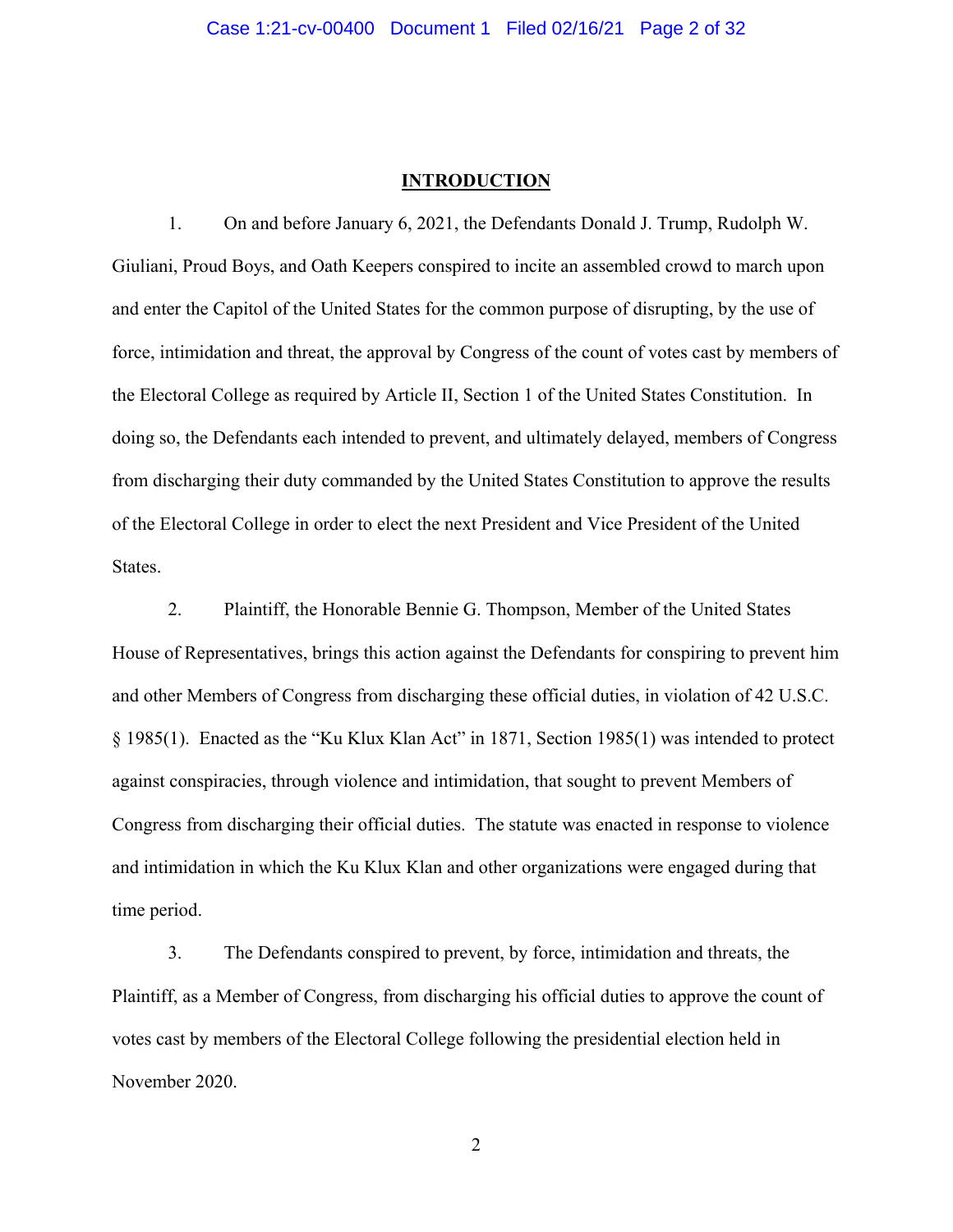## INTRODUCTION

1. On and before January 6, 2021, the Defendants Donald J. Trump, Rudolph W. Giuliani, Proud Boys, and Oath Keepers conspired to incite an assembled crowd to march upon and enter the Capitol of the United States for the common purpose of disrupting, by the use of force, intimidation and threat, the approval by Congress of the count of votes cast by members of the Electoral College as required by Article II, Section 1 of the United States Constitution. In doing so, the Defendants each intended to prevent, and ultimately delayed, members of Congress from discharging their duty commanded by the United States Constitution to approve the results of the Electoral College in order to elect the next President and Vice President of the United States.

2. Plaintiff, the Honorable Bennie G. Thompson, Member of the United States House of Representatives, brings this action against the Defendants for conspiring to prevent him and other Members of Congress from discharging these official duties, in violation of 42 U.S.C. § 1985(1). Enacted as the "Ku Klux Klan Act" in 1871, Section 1985(1) was intended to protect against conspiracies, through violence and intimidation, that sought to prevent Members of Congress from discharging their official duties. The statute was enacted in response to violence and intimidation in which the Ku Klux Klan and other organizations were engaged during that time period.

3. The Defendants conspired to prevent, by force, intimidation and threats, the Plaintiff, as a Member of Congress, from discharging his official duties to approve the count of votes cast by members of the Electoral College following the presidential election held in November 2020.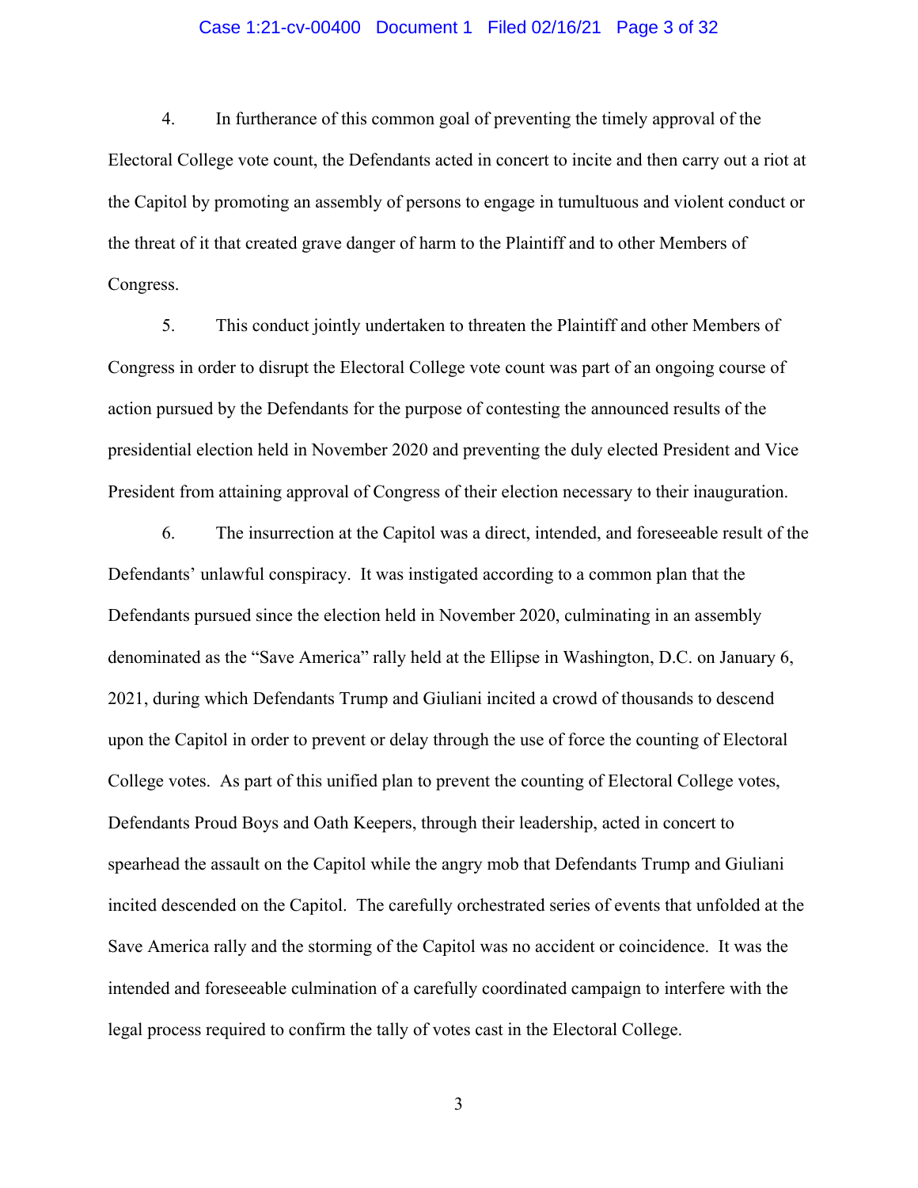4. In furtherance of this common goal of preventing the timely approval of the Electoral College vote count, the Defendants acted in concert to incite and then carry out a riot at the Capitol by promoting an assembly of persons to engage in tumultuous and violent conduct or the threat of it that created grave danger of harm to the Plaintiff and to other Members of Congress.

5. This conduct jointly undertaken to threaten the Plaintiff and other Members of Congress in order to disrupt the Electoral College vote count was part of an ongoing course of action pursued by the Defendants for the purpose of contesting the announced results of the presidential election held in November 2020 and preventing the duly elected President and Vice President from attaining approval of Congress of their election necessary to their inauguration.

6. The insurrection at the Capitol was a direct, intended, and foreseeable result of the Defendants' unlawful conspiracy. It was instigated according to a common plan that the Defendants pursued since the election held in November 2020, culminating in an assembly denominated as the "Save America" rally held at the Ellipse in Washington, D.C. on January 6, 2021, during which Defendants Trump and Giuliani incited a crowd of thousands to descend upon the Capitol in order to prevent or delay through the use of force the counting of Electoral College votes. As part of this unified plan to prevent the counting of Electoral College votes, Defendants Proud Boys and Oath Keepers, through their leadership, acted in concert to spearhead the assault on the Capitol while the angry mob that Defendants Trump and Giuliani incited descended on the Capitol. The carefully orchestrated series of events that unfolded at the Save America rally and the storming of the Capitol was no accident or coincidence. It was the intended and foreseeable culmination of a carefully coordinated campaign to interfere with the legal process required to confirm the tally of votes cast in the Electoral College.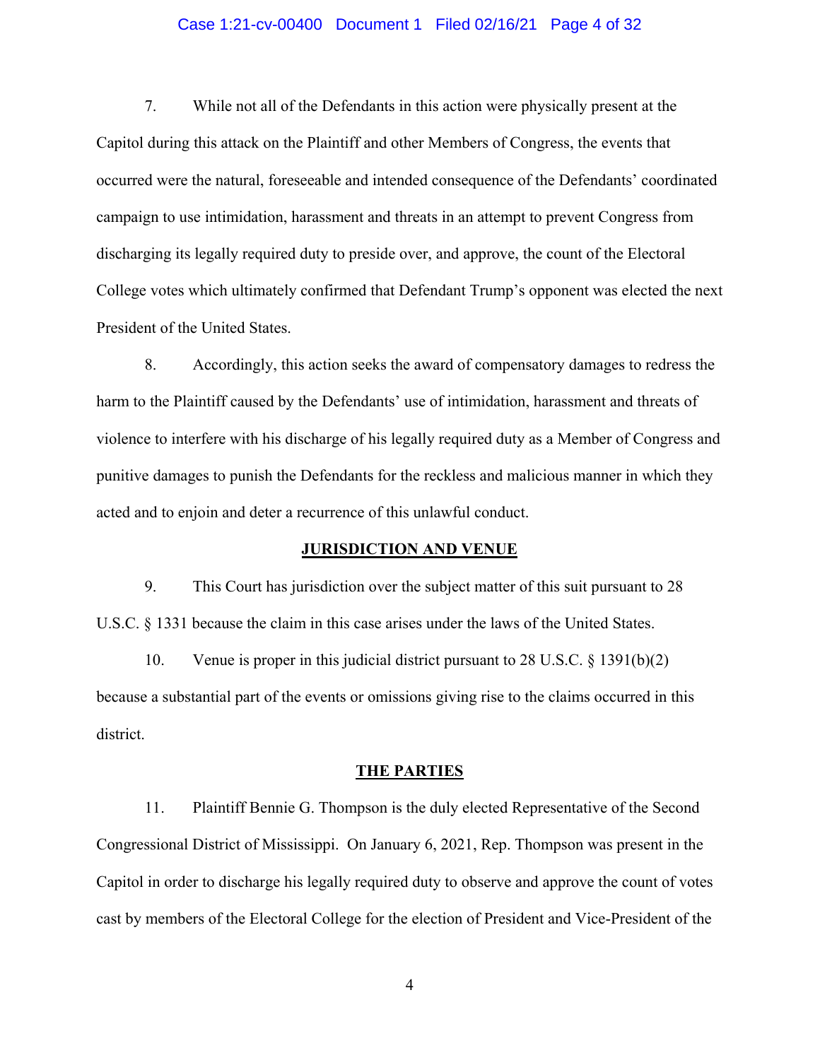7. While not all of the Defendants in this action were physically present at the Capitol during this attack on the Plaintiff and other Members of Congress, the events that occurred were the natural, foreseeable and intended consequence of the Defendants' coordinated campaign to use intimidation, harassment and threats in an attempt to prevent Congress from discharging its legally required duty to preside over, and approve, the count of the Electoral College votes which ultimately confirmed that Defendant Trump's opponent was elected the next President of the United States.

8. Accordingly, this action seeks the award of compensatory damages to redress the harm to the Plaintiff caused by the Defendants' use of intimidation, harassment and threats of violence to interfere with his discharge of his legally required duty as a Member of Congress and punitive damages to punish the Defendants for the reckless and malicious manner in which they acted and to enjoin and deter a recurrence of this unlawful conduct.

## JURISDICTION AND VENUE

9. This Court has jurisdiction over the subject matter of this suit pursuant to 28 U.S.C. § 1331 because the claim in this case arises under the laws of the United States.

10. Venue is proper in this judicial district pursuant to 28 U.S.C. § 1391(b)(2) because a substantial part of the events or omissions giving rise to the claims occurred in this district.

## THE PARTIES

11. Plaintiff Bennie G. Thompson is the duly elected Representative of the Second Congressional District of Mississippi. On January 6, 2021, Rep. Thompson was present in the Capitol in order to discharge his legally required duty to observe and approve the count of votes cast by members of the Electoral College for the election of President and Vice-President of the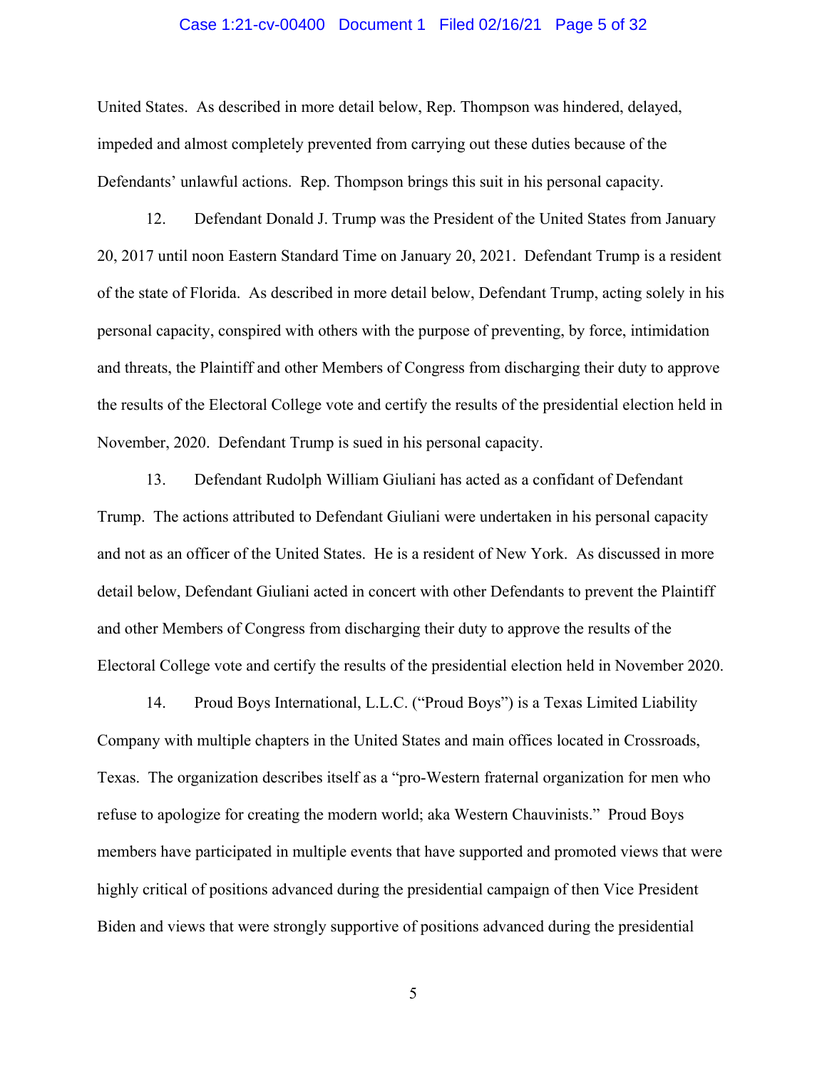United States. As described in more detail below, Rep. Thompson was hindered, delayed, impeded and almost completely prevented from carrying out these duties because of the Defendants' unlawful actions. Rep. Thompson brings this suit in his personal capacity.

12. Defendant Donald J. Trump was the President of the United States from January 20, 2017 until noon Eastern Standard Time on January 20, 2021. Defendant Trump is a resident of the state of Florida. As described in more detail below, Defendant Trump, acting solely in his personal capacity, conspired with others with the purpose of preventing, by force, intimidation and threats, the Plaintiff and other Members of Congress from discharging their duty to approve the results of the Electoral College vote and certify the results of the presidential election held in November, 2020. Defendant Trump is sued in his personal capacity.

13. Defendant Rudolph William Giuliani has acted as a confidant of Defendant Trump. The actions attributed to Defendant Giuliani were undertaken in his personal capacity and not as an officer of the United States. He is a resident of New York. As discussed in more detail below, Defendant Giuliani acted in concert with other Defendants to prevent the Plaintiff and other Members of Congress from discharging their duty to approve the results of the Electoral College vote and certify the results of the presidential election held in November 2020.

14. Proud Boys International, L.L.C. ("Proud Boys") is a Texas Limited Liability Company with multiple chapters in the United States and main offices located in Crossroads, Texas. The organization describes itself as a "pro-Western fraternal organization for men who refuse to apologize for creating the modern world; aka Western Chauvinists." Proud Boys members have participated in multiple events that have supported and promoted views that were highly critical of positions advanced during the presidential campaign of then Vice President Biden and views that were strongly supportive of positions advanced during the presidential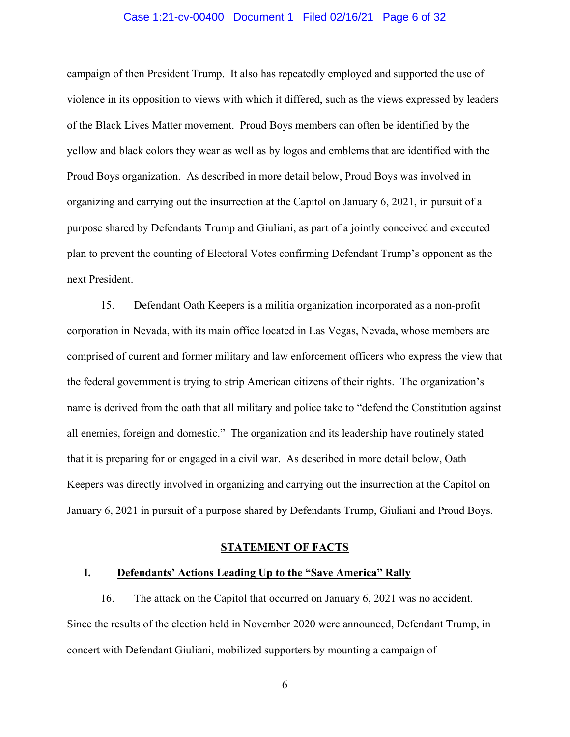campaign of then President Trump. It also has repeatedly employed and supported the use of violence in its opposition to views with which it differed, such as the views expressed by leaders of the Black Lives Matter movement. Proud Boys members can often be identified by the yellow and black colors they wear as well as by logos and emblems that are identified with the Proud Boys organization. As described in more detail below, Proud Boys was involved in organizing and carrying out the insurrection at the Capitol on January 6, 2021, in pursuit of a purpose shared by Defendants Trump and Giuliani, as part of a jointly conceived and executed plan to prevent the counting of Electoral Votes confirming Defendant Trump's opponent as the next President.

15. Defendant Oath Keepers is a militia organization incorporated as a non-profit corporation in Nevada, with its main office located in Las Vegas, Nevada, whose members are comprised of current and former military and law enforcement officers who express the view that the federal government is trying to strip American citizens of their rights. The organization's name is derived from the oath that all military and police take to "defend the Constitution against all enemies, foreign and domestic." The organization and its leadership have routinely stated that it is preparing for or engaged in a civil war. As described in more detail below, Oath Keepers was directly involved in organizing and carrying out the insurrection at the Capitol on January 6, 2021 in pursuit of a purpose shared by Defendants Trump, Giuliani and Proud Boys.

## STATEMENT OF FACTS

### I. Defendants' Actions Leading Up to the "Save America" Rally

16. The attack on the Capitol that occurred on January 6, 2021 was no accident. Since the results of the election held in November 2020 were announced, Defendant Trump, in concert with Defendant Giuliani, mobilized supporters by mounting a campaign of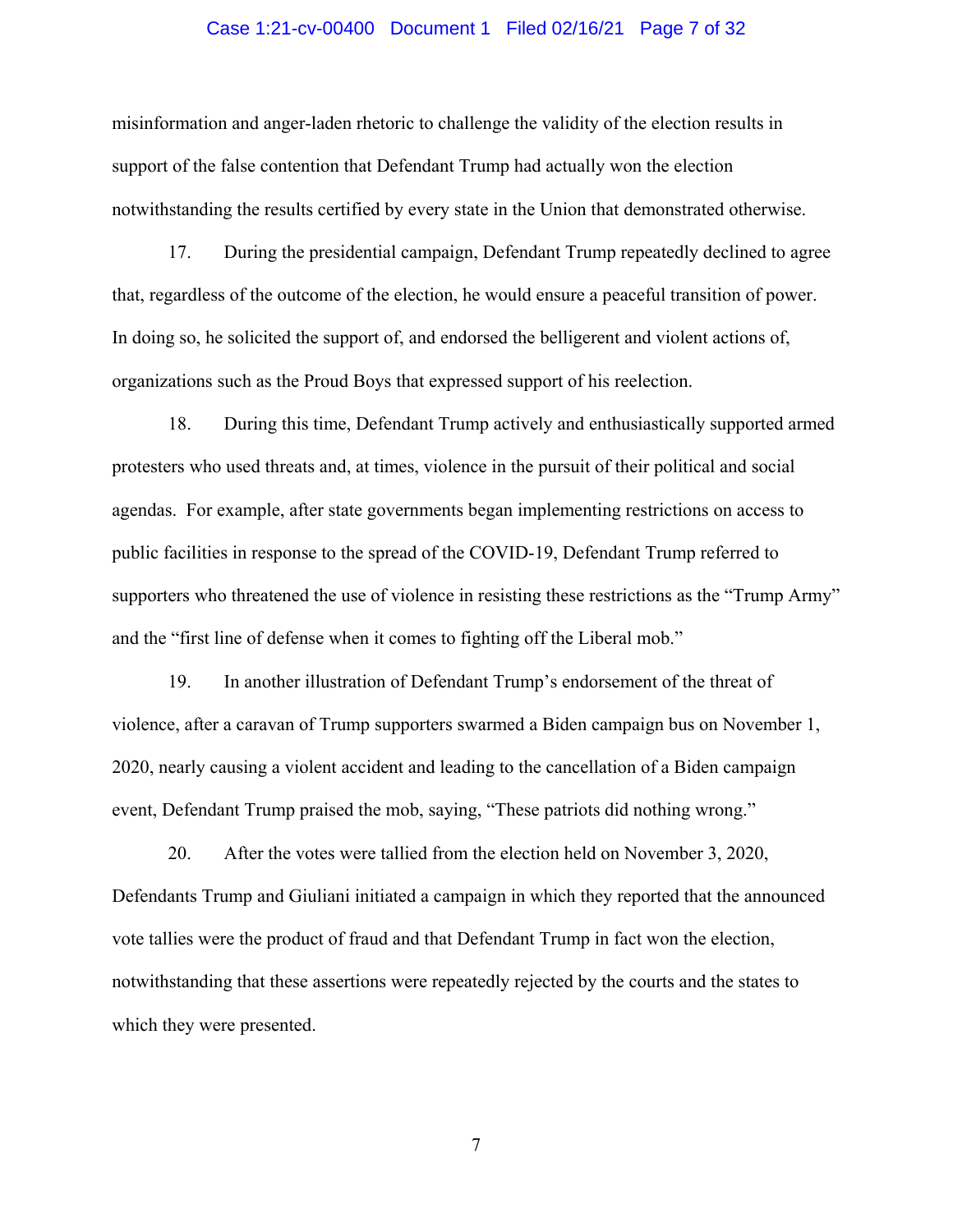misinformation and anger-laden rhetoric to challenge the validity of the election results in support of the false contention that Defendant Trump had actually won the election notwithstanding the results certified by every state in the Union that demonstrated otherwise.

17. During the presidential campaign, Defendant Trump repeatedly declined to agree that, regardless of the outcome of the election, he would ensure a peaceful transition of power. In doing so, he solicited the support of, and endorsed the belligerent and violent actions of, organizations such as the Proud Boys that expressed support of his reelection.

18. During this time, Defendant Trump actively and enthusiastically supported armed protesters who used threats and, at times, violence in the pursuit of their political and social agendas. For example, after state governments began implementing restrictions on access to public facilities in response to the spread of the COVID-19, Defendant Trump referred to supporters who threatened the use of violence in resisting these restrictions as the "Trump Army" and the "first line of defense when it comes to fighting off the Liberal mob."

19. In another illustration of Defendant Trump's endorsement of the threat of violence, after a caravan of Trump supporters swarmed a Biden campaign bus on November 1, 2020, nearly causing a violent accident and leading to the cancellation of a Biden campaign event, Defendant Trump praised the mob, saying, "These patriots did nothing wrong."

20. After the votes were tallied from the election held on November 3, 2020, Defendants Trump and Giuliani initiated a campaign in which they reported that the announced vote tallies were the product of fraud and that Defendant Trump in fact won the election, notwithstanding that these assertions were repeatedly rejected by the courts and the states to which they were presented.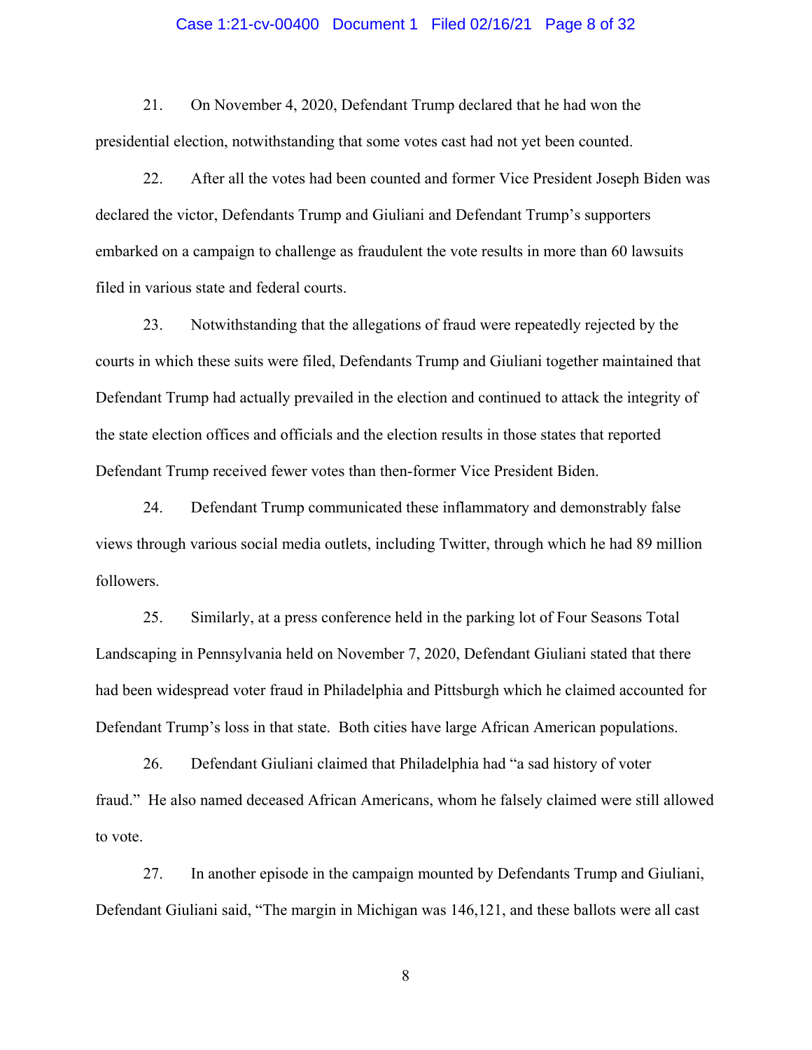21. On November 4, 2020, Defendant Trump declared that he had won the presidential election, notwithstanding that some votes cast had not yet been counted.

22. After all the votes had been counted and former Vice President Joseph Biden was declared the victor, Defendants Trump and Giuliani and Defendant Trump's supporters embarked on a campaign to challenge as fraudulent the vote results in more than 60 lawsuits filed in various state and federal courts.

23. Notwithstanding that the allegations of fraud were repeatedly rejected by the courts in which these suits were filed, Defendants Trump and Giuliani together maintained that Defendant Trump had actually prevailed in the election and continued to attack the integrity of the state election offices and officials and the election results in those states that reported Defendant Trump received fewer votes than then-former Vice President Biden.

24. Defendant Trump communicated these inflammatory and demonstrably false views through various social media outlets, including Twitter, through which he had 89 million followers.

25. Similarly, at a press conference held in the parking lot of Four Seasons Total Landscaping in Pennsylvania held on November 7, 2020, Defendant Giuliani stated that there had been widespread voter fraud in Philadelphia and Pittsburgh which he claimed accounted for Defendant Trump's loss in that state. Both cities have large African American populations.

26. Defendant Giuliani claimed that Philadelphia had "a sad history of voter fraud." He also named deceased African Americans, whom he falsely claimed were still allowed to vote.

27. In another episode in the campaign mounted by Defendants Trump and Giuliani, Defendant Giuliani said, "The margin in Michigan was 146,121, and these ballots were all cast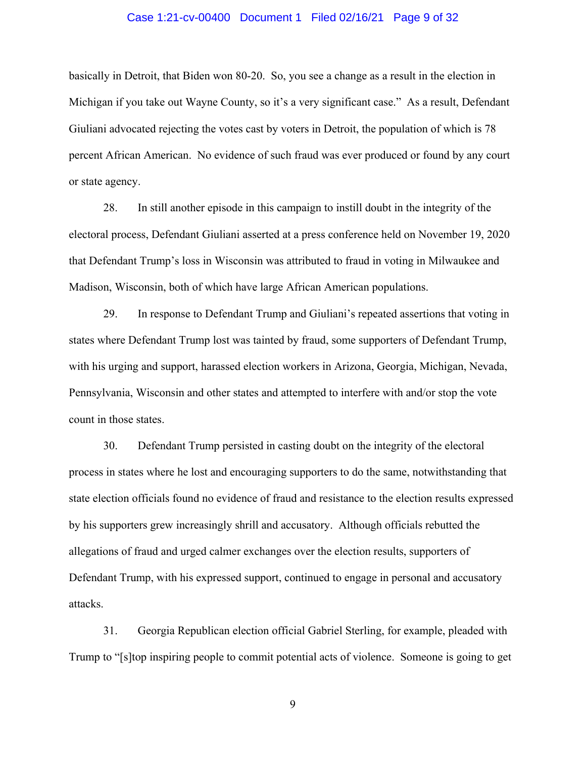basically in Detroit, that Biden won 80-20. So, you see a change as a result in the election in Michigan if you take out Wayne County, so it's a very significant case." As a result, Defendant Giuliani advocated rejecting the votes cast by voters in Detroit, the population of which is 78 percent African American. No evidence of such fraud was ever produced or found by any court or state agency.

28. In still another episode in this campaign to instill doubt in the integrity of the electoral process, Defendant Giuliani asserted at a press conference held on November 19, 2020 that Defendant Trump's loss in Wisconsin was attributed to fraud in voting in Milwaukee and Madison, Wisconsin, both of which have large African American populations.

29. In response to Defendant Trump and Giuliani's repeated assertions that voting in states where Defendant Trump lost was tainted by fraud, some supporters of Defendant Trump, with his urging and support, harassed election workers in Arizona, Georgia, Michigan, Nevada, Pennsylvania, Wisconsin and other states and attempted to interfere with and/or stop the vote count in those states.

30. Defendant Trump persisted in casting doubt on the integrity of the electoral process in states where he lost and encouraging supporters to do the same, notwithstanding that state election officials found no evidence of fraud and resistance to the election results expressed by his supporters grew increasingly shrill and accusatory. Although officials rebutted the allegations of fraud and urged calmer exchanges over the election results, supporters of Defendant Trump, with his expressed support, continued to engage in personal and accusatory attacks.

31. Georgia Republican election official Gabriel Sterling, for example, pleaded with Trump to "[s]top inspiring people to commit potential acts of violence. Someone is going to get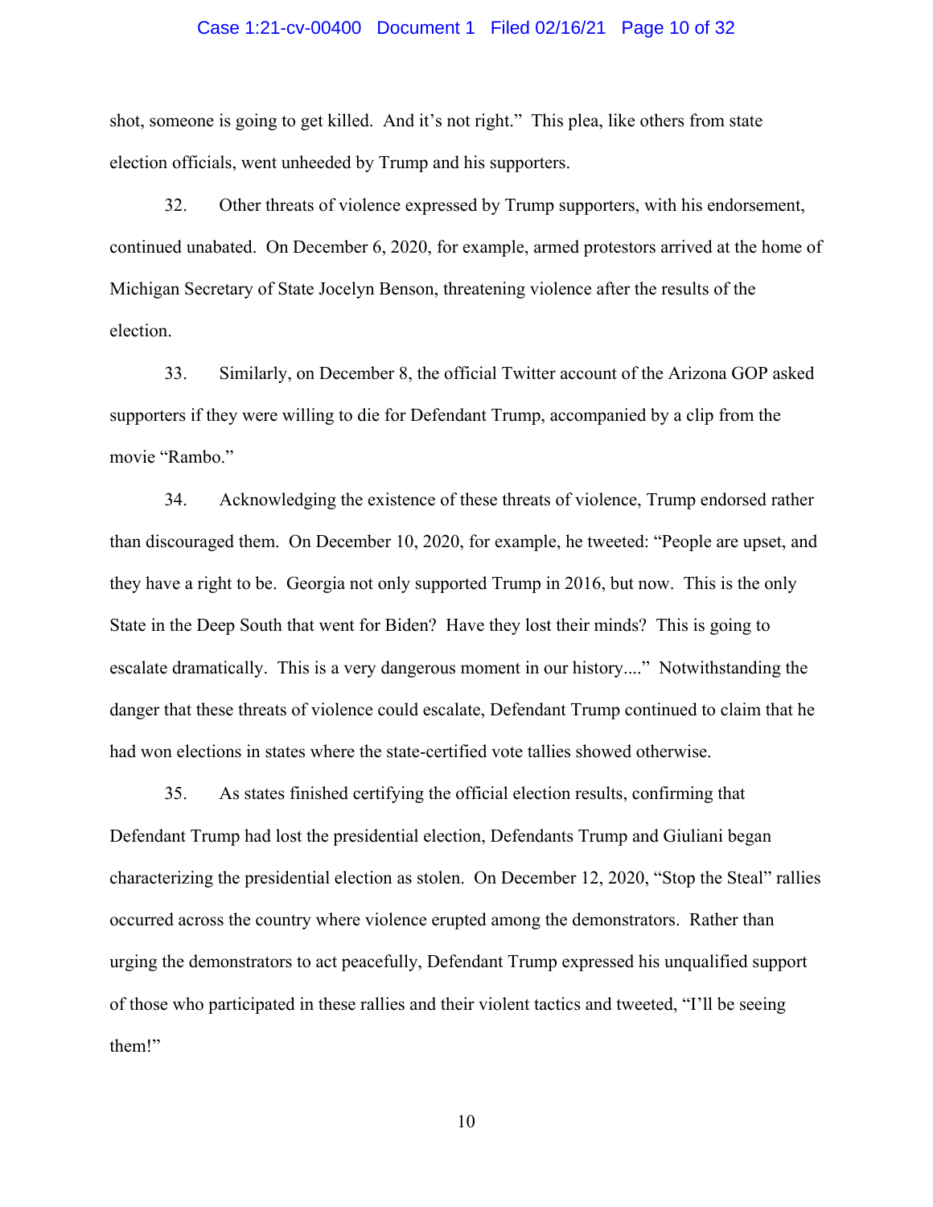shot, someone is going to get killed. And it's not right." This plea, like others from state election officials, went unheeded by Trump and his supporters.

32. Other threats of violence expressed by Trump supporters, with his endorsement, continued unabated. On December 6, 2020, for example, armed protestors arrived at the home of Michigan Secretary of State Jocelyn Benson, threatening violence after the results of the election.

33. Similarly, on December 8, the official Twitter account of the Arizona GOP asked supporters if they were willing to die for Defendant Trump, accompanied by a clip from the movie "Rambo."

34. Acknowledging the existence of these threats of violence, Trump endorsed rather than discouraged them. On December 10, 2020, for example, he tweeted: "People are upset, and they have a right to be. Georgia not only supported Trump in 2016, but now. This is the only State in the Deep South that went for Biden? Have they lost their minds? This is going to escalate dramatically. This is a very dangerous moment in our history...." Notwithstanding the danger that these threats of violence could escalate, Defendant Trump continued to claim that he had won elections in states where the state-certified vote tallies showed otherwise.

35. As states finished certifying the official election results, confirming that Defendant Trump had lost the presidential election, Defendants Trump and Giuliani began characterizing the presidential election as stolen. On December 12, 2020, "Stop the Steal" rallies occurred across the country where violence erupted among the demonstrators. Rather than urging the demonstrators to act peacefully, Defendant Trump expressed his unqualified support of those who participated in these rallies and their violent tactics and tweeted, "I'll be seeing them!"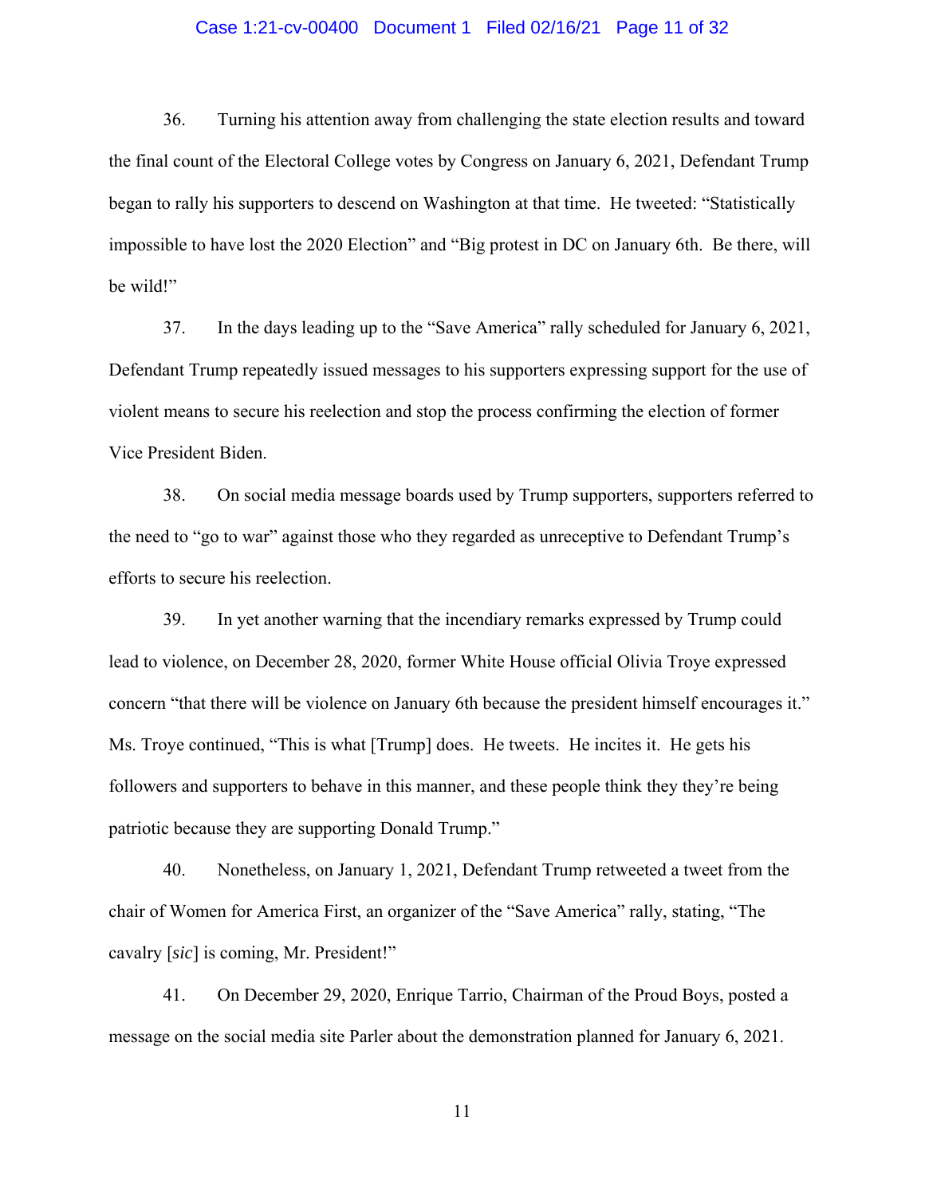36. Turning his attention away from challenging the state election results and toward the final count of the Electoral College votes by Congress on January 6, 2021, Defendant Trump began to rally his supporters to descend on Washington at that time. He tweeted: "Statistically impossible to have lost the 2020 Election" and "Big protest in DC on January 6th. Be there, will be wild!"

37. In the days leading up to the "Save America" rally scheduled for January 6, 2021, Defendant Trump repeatedly issued messages to his supporters expressing support for the use of violent means to secure his reelection and stop the process confirming the election of former Vice President Biden.

38. On social media message boards used by Trump supporters, supporters referred to the need to "go to war" against those who they regarded as unreceptive to Defendant Trump's efforts to secure his reelection.

39. In yet another warning that the incendiary remarks expressed by Trump could lead to violence, on December 28, 2020, former White House official Olivia Troye expressed concern "that there will be violence on January 6th because the president himself encourages it." Ms. Troye continued, "This is what [Trump] does. He tweets. He incites it. He gets his followers and supporters to behave in this manner, and these people think they they're being patriotic because they are supporting Donald Trump."

40. Nonetheless, on January 1, 2021, Defendant Trump retweeted a tweet from the chair of Women for America First, an organizer of the "Save America" rally, stating, "The cavalry [*sic*] is coming, Mr. President!"

41. On December 29, 2020, Enrique Tarrio, Chairman of the Proud Boys, posted a message on the social media site Parler about the demonstration planned for January 6, 2021.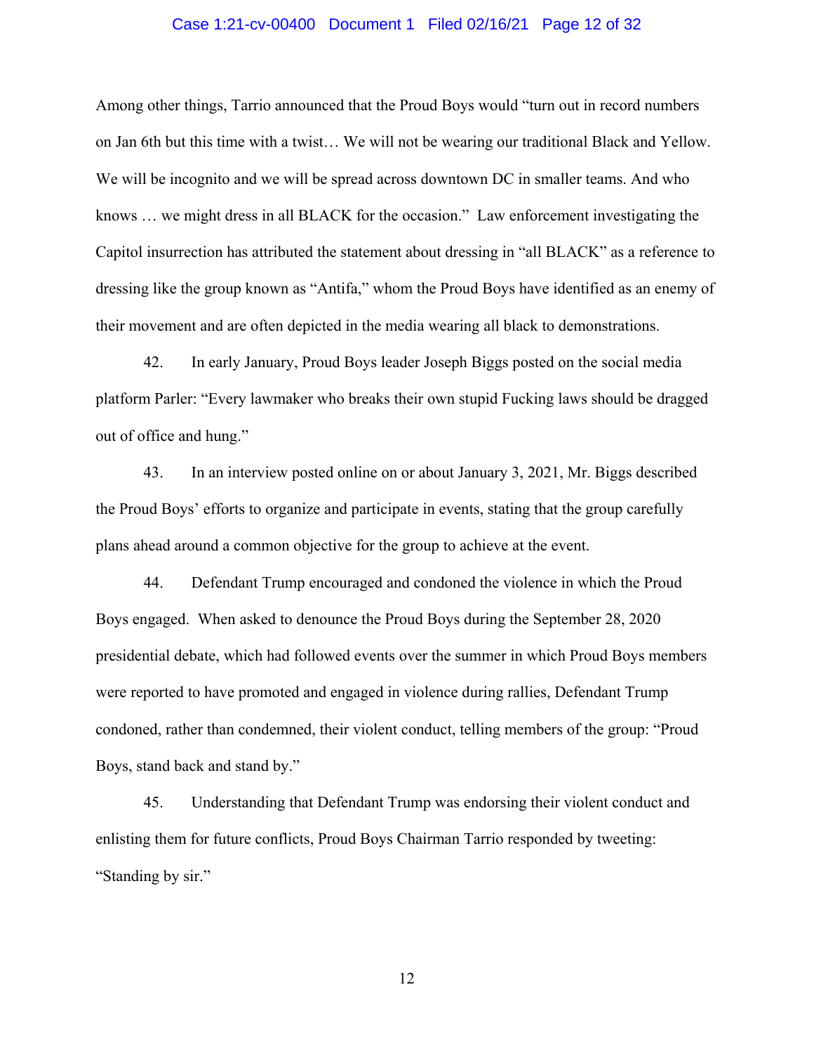Among other things, Tarrio announced that the Proud Boys would "turn out in record numbers on Jan 6th but this time with a twist… We will not be wearing our traditional Black and Yellow. We will be incognito and we will be spread across downtown DC in smaller teams. And who knows … we might dress in all BLACK for the occasion." Law enforcement investigating the Capitol insurrection has attributed the statement about dressing in "all BLACK" as a reference to dressing like the group known as "Antifa," whom the Proud Boys have identified as an enemy of their movement and are often depicted in the media wearing all black to demonstrations.

42. In early January, Proud Boys leader Joseph Biggs posted on the social media platform Parler: "Every lawmaker who breaks their own stupid Fucking laws should be dragged out of office and hung."

43. In an interview posted online on or about January 3, 2021, Mr. Biggs described the Proud Boys' efforts to organize and participate in events, stating that the group carefully plans ahead around a common objective for the group to achieve at the event.

44. Defendant Trump encouraged and condoned the violence in which the Proud Boys engaged. When asked to denounce the Proud Boys during the September 28, 2020 presidential debate, which had followed events over the summer in which Proud Boys members were reported to have promoted and engaged in violence during rallies, Defendant Trump condoned, rather than condemned, their violent conduct, telling members of the group: "Proud Boys, stand back and stand by."

45. Understanding that Defendant Trump was endorsing their violent conduct and enlisting them for future conflicts, Proud Boys Chairman Tarrio responded by tweeting: "Standing by sir."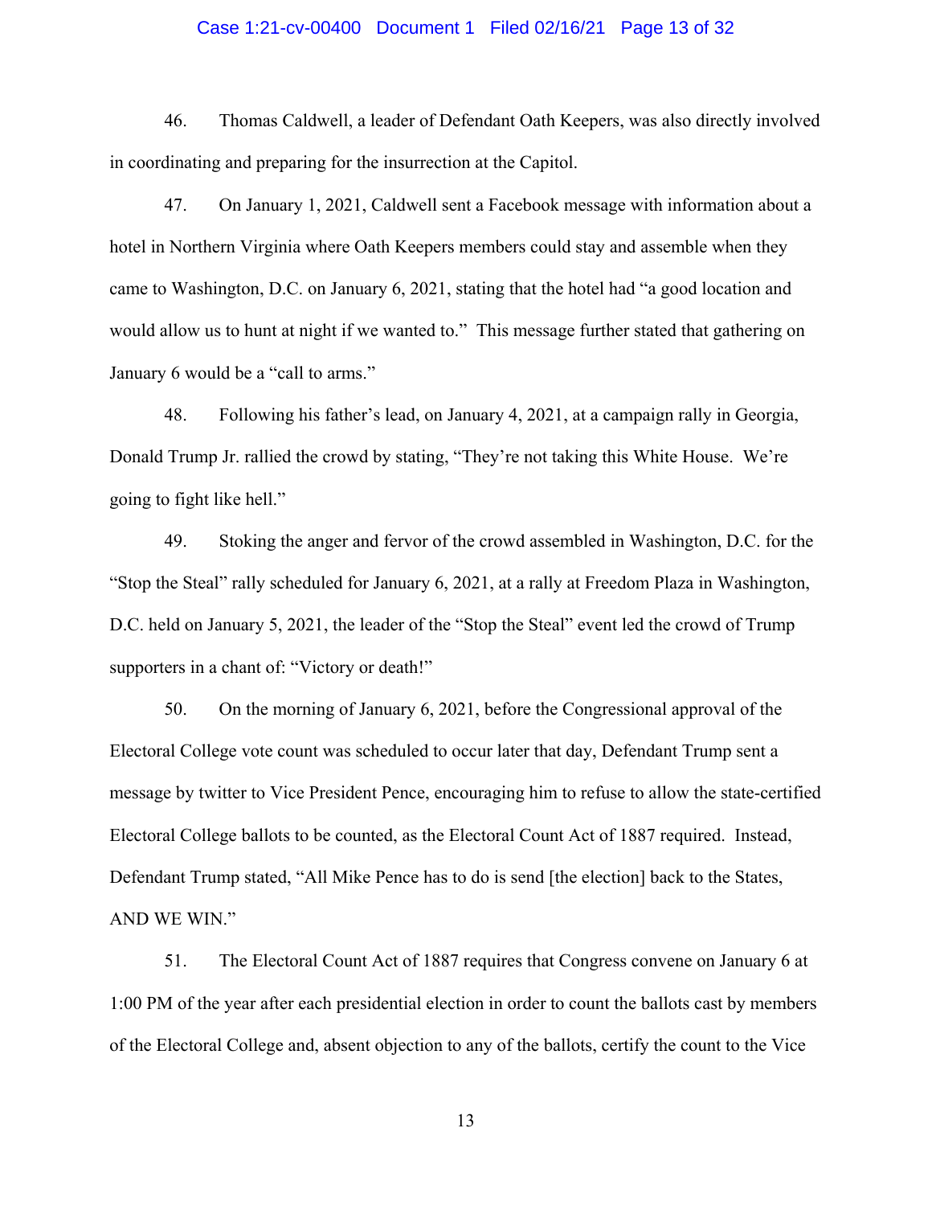46. Thomas Caldwell, a leader of Defendant Oath Keepers, was also directly involved in coordinating and preparing for the insurrection at the Capitol.

47. On January 1, 2021, Caldwell sent a Facebook message with information about a hotel in Northern Virginia where Oath Keepers members could stay and assemble when they came to Washington, D.C. on January 6, 2021, stating that the hotel had "a good location and would allow us to hunt at night if we wanted to." This message further stated that gathering on January 6 would be a "call to arms."

48. Following his father's lead, on January 4, 2021, at a campaign rally in Georgia, Donald Trump Jr. rallied the crowd by stating, "They're not taking this White House. We're going to fight like hell."

49. Stoking the anger and fervor of the crowd assembled in Washington, D.C. for the "Stop the Steal" rally scheduled for January 6, 2021, at a rally at Freedom Plaza in Washington, D.C. held on January 5, 2021, the leader of the "Stop the Steal" event led the crowd of Trump supporters in a chant of: "Victory or death!"

50. On the morning of January 6, 2021, before the Congressional approval of the Electoral College vote count was scheduled to occur later that day, Defendant Trump sent a message by twitter to Vice President Pence, encouraging him to refuse to allow the state-certified Electoral College ballots to be counted, as the Electoral Count Act of 1887 required. Instead, Defendant Trump stated, "All Mike Pence has to do is send [the election] back to the States, AND WE WIN."

51. The Electoral Count Act of 1887 requires that Congress convene on January 6 at 1:00 PM of the year after each presidential election in order to count the ballots cast by members of the Electoral College and, absent objection to any of the ballots, certify the count to the Vice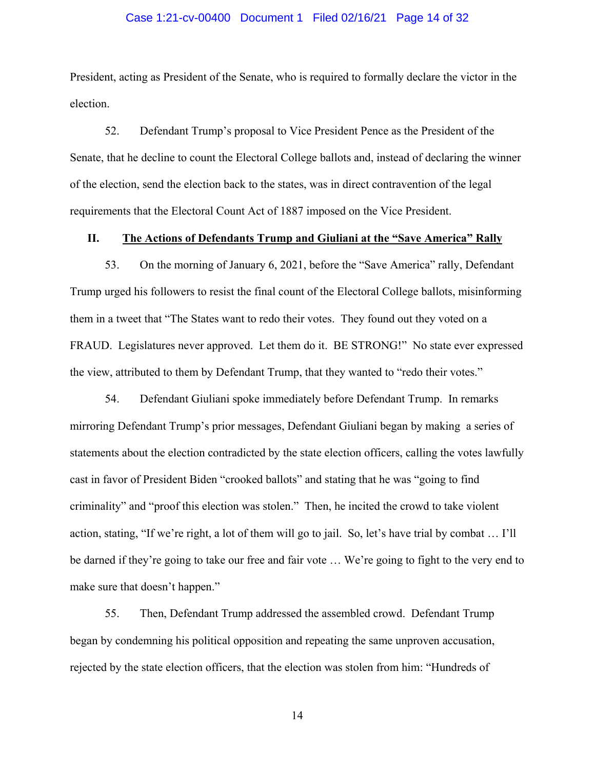President, acting as President of the Senate, who is required to formally declare the victor in the election.

52. Defendant Trump's proposal to Vice President Pence as the President of the Senate, that he decline to count the Electoral College ballots and, instead of declaring the winner of the election, send the election back to the states, was in direct contravention of the legal requirements that the Electoral Count Act of 1887 imposed on the Vice President.

## II. The Actions of Defendants Trump and Giuliani at the "Save America" Rally

53. On the morning of January 6, 2021, before the "Save America" rally, Defendant Trump urged his followers to resist the final count of the Electoral College ballots, misinforming them in a tweet that "The States want to redo their votes. They found out they voted on a FRAUD. Legislatures never approved. Let them do it. BE STRONG!" No state ever expressed the view, attributed to them by Defendant Trump, that they wanted to "redo their votes."

54. Defendant Giuliani spoke immediately before Defendant Trump. In remarks mirroring Defendant Trump's prior messages, Defendant Giuliani began by making a series of statements about the election contradicted by the state election officers, calling the votes lawfully cast in favor of President Biden "crooked ballots" and stating that he was "going to find criminality" and "proof this election was stolen." Then, he incited the crowd to take violent action, stating, "If we're right, a lot of them will go to jail. So, let's have trial by combat … I'll be darned if they're going to take our free and fair vote … We're going to fight to the very end to make sure that doesn't happen."

55. Then, Defendant Trump addressed the assembled crowd. Defendant Trump began by condemning his political opposition and repeating the same unproven accusation, rejected by the state election officers, that the election was stolen from him: "Hundreds of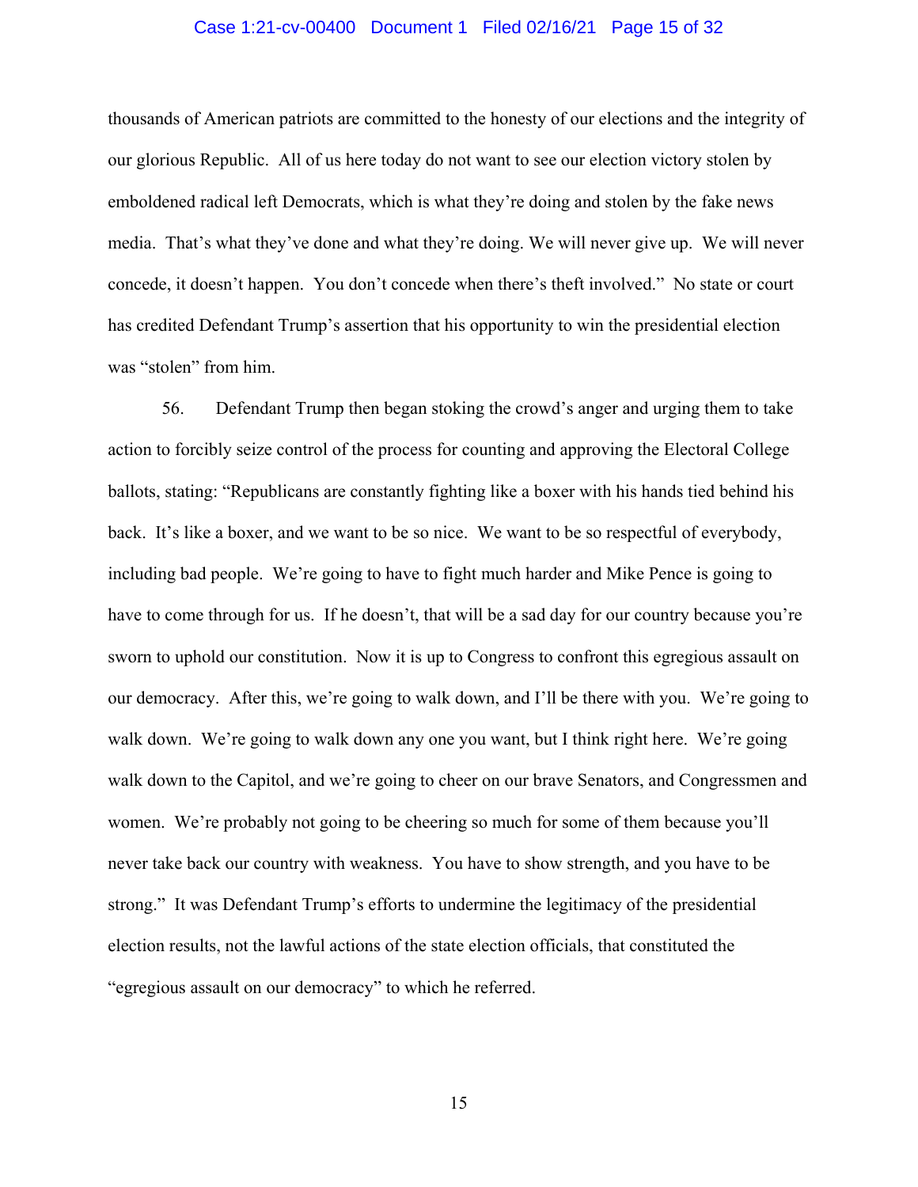thousands of American patriots are committed to the honesty of our elections and the integrity of our glorious Republic. All of us here today do not want to see our election victory stolen by emboldened radical left Democrats, which is what they're doing and stolen by the fake news media. That's what they've done and what they're doing. We will never give up. We will never concede, it doesn't happen. You don't concede when there's theft involved." No state or court has credited Defendant Trump's assertion that his opportunity to win the presidential election was "stolen" from him.

56. Defendant Trump then began stoking the crowd's anger and urging them to take action to forcibly seize control of the process for counting and approving the Electoral College ballots, stating: "Republicans are constantly fighting like a boxer with his hands tied behind his back. It's like a boxer, and we want to be so nice. We want to be so respectful of everybody, including bad people. We're going to have to fight much harder and Mike Pence is going to have to come through for us. If he doesn't, that will be a sad day for our country because you're sworn to uphold our constitution. Now it is up to Congress to confront this egregious assault on our democracy. After this, we're going to walk down, and I'll be there with you. We're going to walk down. We're going to walk down any one you want, but I think right here. We're going walk down to the Capitol, and we're going to cheer on our brave Senators, and Congressmen and women. We're probably not going to be cheering so much for some of them because you'll never take back our country with weakness. You have to show strength, and you have to be strong." It was Defendant Trump's efforts to undermine the legitimacy of the presidential election results, not the lawful actions of the state election officials, that constituted the "egregious assault on our democracy" to which he referred.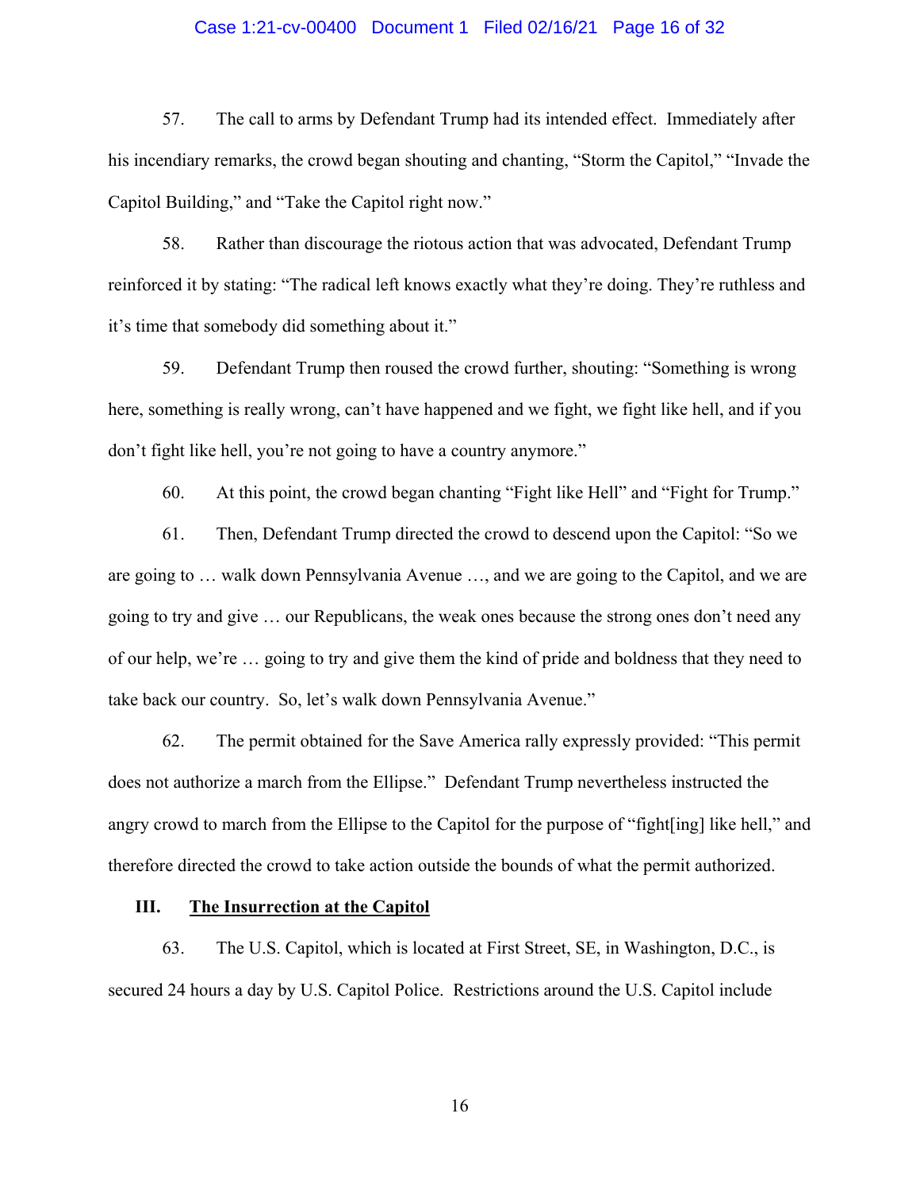57. The call to arms by Defendant Trump had its intended effect. Immediately after his incendiary remarks, the crowd began shouting and chanting, "Storm the Capitol," "Invade the Capitol Building," and "Take the Capitol right now."

58. Rather than discourage the riotous action that was advocated, Defendant Trump reinforced it by stating: "The radical left knows exactly what they're doing. They're ruthless and it's time that somebody did something about it."

59. Defendant Trump then roused the crowd further, shouting: "Something is wrong here, something is really wrong, can't have happened and we fight, we fight like hell, and if you don't fight like hell, you're not going to have a country anymore."

60. At this point, the crowd began chanting "Fight like Hell" and "Fight for Trump."

61. Then, Defendant Trump directed the crowd to descend upon the Capitol: "So we are going to … walk down Pennsylvania Avenue …, and we are going to the Capitol, and we are going to try and give … our Republicans, the weak ones because the strong ones don't need any of our help, we're … going to try and give them the kind of pride and boldness that they need to take back our country. So, let's walk down Pennsylvania Avenue."

62. The permit obtained for the Save America rally expressly provided: "This permit does not authorize a march from the Ellipse." Defendant Trump nevertheless instructed the angry crowd to march from the Ellipse to the Capitol for the purpose of "fight[ing] like hell," and therefore directed the crowd to take action outside the bounds of what the permit authorized.

## III. <u>The Insurrection at the Capitol</u>

63. The U.S. Capitol, which is located at First Street, SE, in Washington, D.C., is secured 24 hours a day by U.S. Capitol Police. Restrictions around the U.S. Capitol include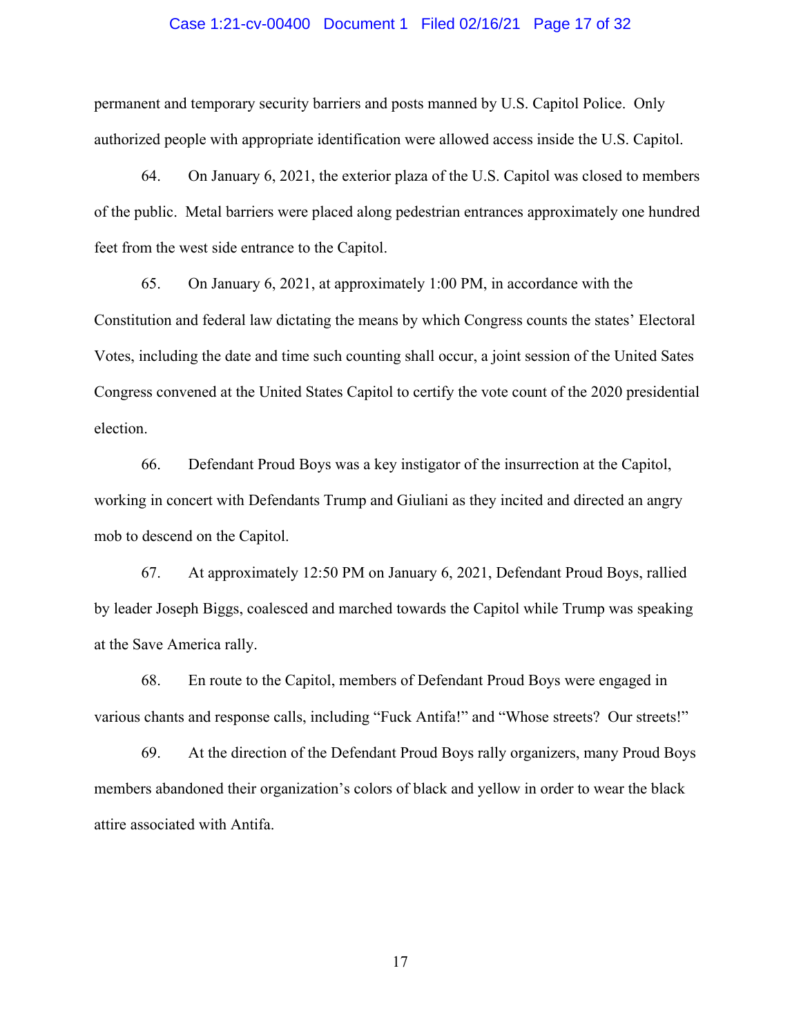permanent and temporary security barriers and posts manned by U.S. Capitol Police. Only authorized people with appropriate identification were allowed access inside the U.S. Capitol.

64. On January 6, 2021, the exterior plaza of the U.S. Capitol was closed to members of the public. Metal barriers were placed along pedestrian entrances approximately one hundred feet from the west side entrance to the Capitol.

65. On January 6, 2021, at approximately 1:00 PM, in accordance with the Constitution and federal law dictating the means by which Congress counts the states' Electoral Votes, including the date and time such counting shall occur, a joint session of the United Sates Congress convened at the United States Capitol to certify the vote count of the 2020 presidential election.

66. Defendant Proud Boys was a key instigator of the insurrection at the Capitol, working in concert with Defendants Trump and Giuliani as they incited and directed an angry mob to descend on the Capitol.

67. At approximately 12:50 PM on January 6, 2021, Defendant Proud Boys, rallied by leader Joseph Biggs, coalesced and marched towards the Capitol while Trump was speaking at the Save America rally.

68. En route to the Capitol, members of Defendant Proud Boys were engaged in various chants and response calls, including "Fuck Antifa!" and "Whose streets? Our streets!"

69. At the direction of the Defendant Proud Boys rally organizers, many Proud Boys members abandoned their organization's colors of black and yellow in order to wear the black attire associated with Antifa.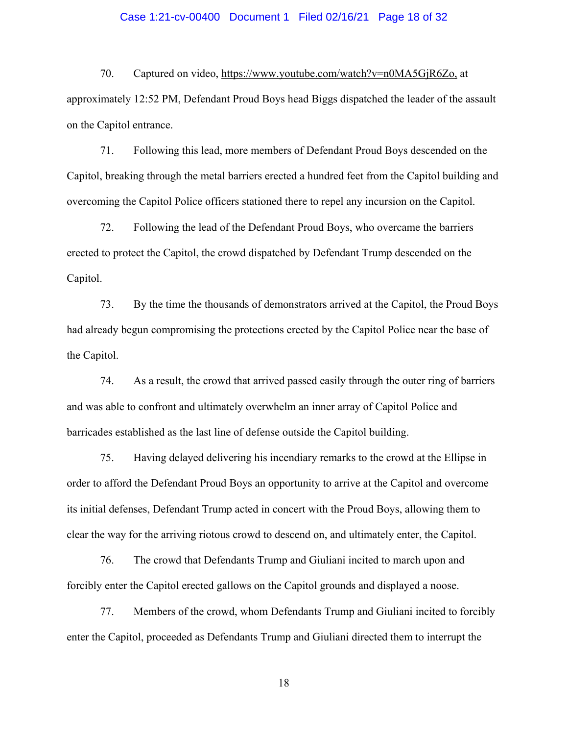70. Captured on video, https://www.youtube.com/watch?v=n0MA5GjR6Zo, at approximately 12:52 PM, Defendant Proud Boys head Biggs dispatched the leader of the assault on the Capitol entrance.

71. Following this lead, more members of Defendant Proud Boys descended on the Capitol, breaking through the metal barriers erected a hundred feet from the Capitol building and overcoming the Capitol Police officers stationed there to repel any incursion on the Capitol.

72. Following the lead of the Defendant Proud Boys, who overcame the barriers erected to protect the Capitol, the crowd dispatched by Defendant Trump descended on the Capitol.

73. By the time the thousands of demonstrators arrived at the Capitol, the Proud Boys had already begun compromising the protections erected by the Capitol Police near the base of the Capitol.

74. As a result, the crowd that arrived passed easily through the outer ring of barriers and was able to confront and ultimately overwhelm an inner array of Capitol Police and barricades established as the last line of defense outside the Capitol building.

75. Having delayed delivering his incendiary remarks to the crowd at the Ellipse in order to afford the Defendant Proud Boys an opportunity to arrive at the Capitol and overcome its initial defenses, Defendant Trump acted in concert with the Proud Boys, allowing them to clear the way for the arriving riotous crowd to descend on, and ultimately enter, the Capitol.

76. The crowd that Defendants Trump and Giuliani incited to march upon and forcibly enter the Capitol erected gallows on the Capitol grounds and displayed a noose.

77. Members of the crowd, whom Defendants Trump and Giuliani incited to forcibly enter the Capitol, proceeded as Defendants Trump and Giuliani directed them to interrupt the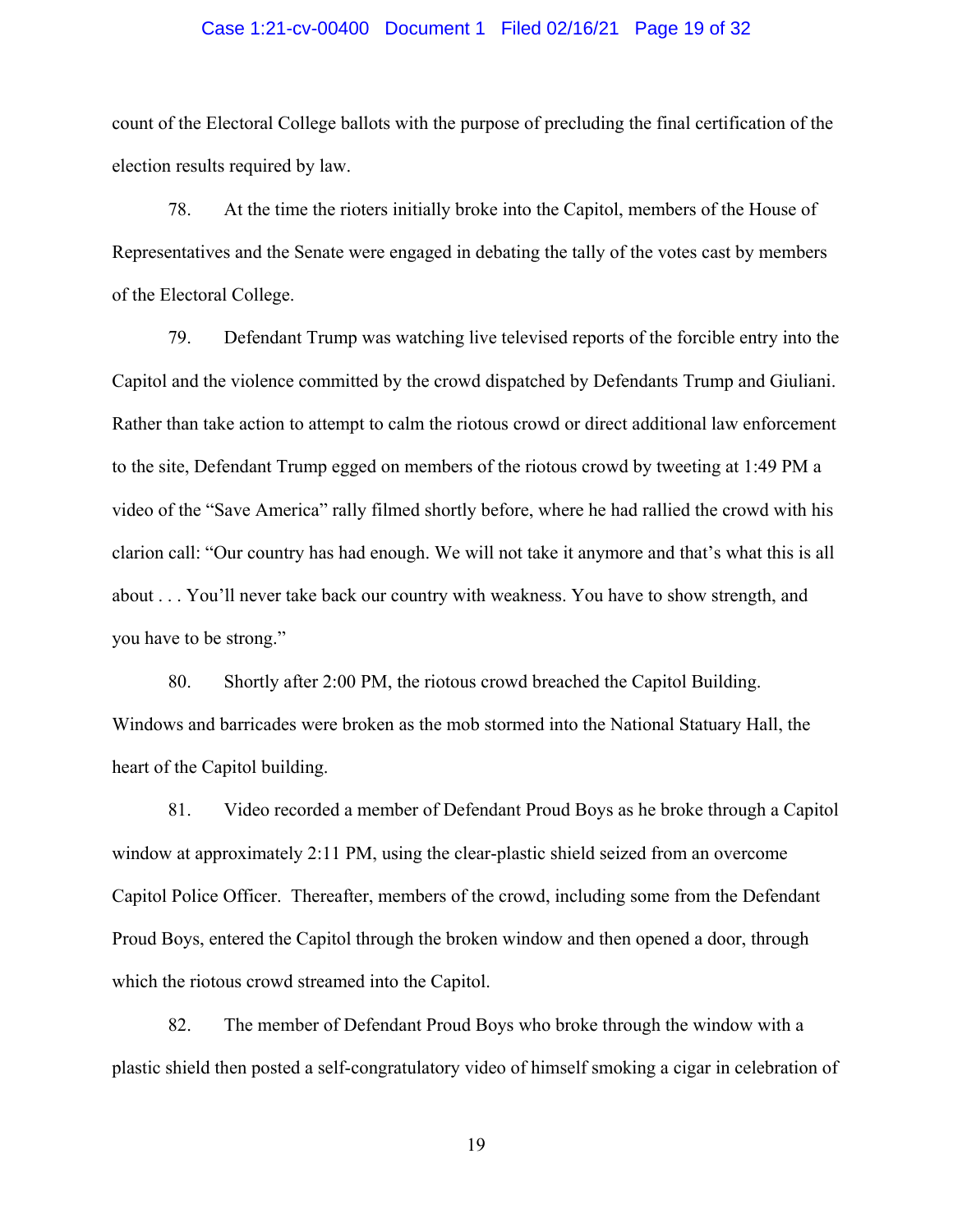count of the Electoral College ballots with the purpose of precluding the final certification of the election results required by law.

78. At the time the rioters initially broke into the Capitol, members of the House of Representatives and the Senate were engaged in debating the tally of the votes cast by members of the Electoral College.

79. Defendant Trump was watching live televised reports of the forcible entry into the Capitol and the violence committed by the crowd dispatched by Defendants Trump and Giuliani. Rather than take action to attempt to calm the riotous crowd or direct additional law enforcement to the site, Defendant Trump egged on members of the riotous crowd by tweeting at 1:49 PM a video of the "Save America" rally filmed shortly before, where he had rallied the crowd with his clarion call: "Our country has had enough. We will not take it anymore and that's what this is all about . . . You'll never take back our country with weakness. You have to show strength, and you have to be strong."

80. Shortly after 2:00 PM, the riotous crowd breached the Capitol Building. Windows and barricades were broken as the mob stormed into the National Statuary Hall, the heart of the Capitol building.

81. Video recorded a member of Defendant Proud Boys as he broke through a Capitol window at approximately 2:11 PM, using the clear-plastic shield seized from an overcome Capitol Police Officer. Thereafter, members of the crowd, including some from the Defendant Proud Boys, entered the Capitol through the broken window and then opened a door, through which the riotous crowd streamed into the Capitol.

82. The member of Defendant Proud Boys who broke through the window with a plastic shield then posted a self-congratulatory video of himself smoking a cigar in celebration of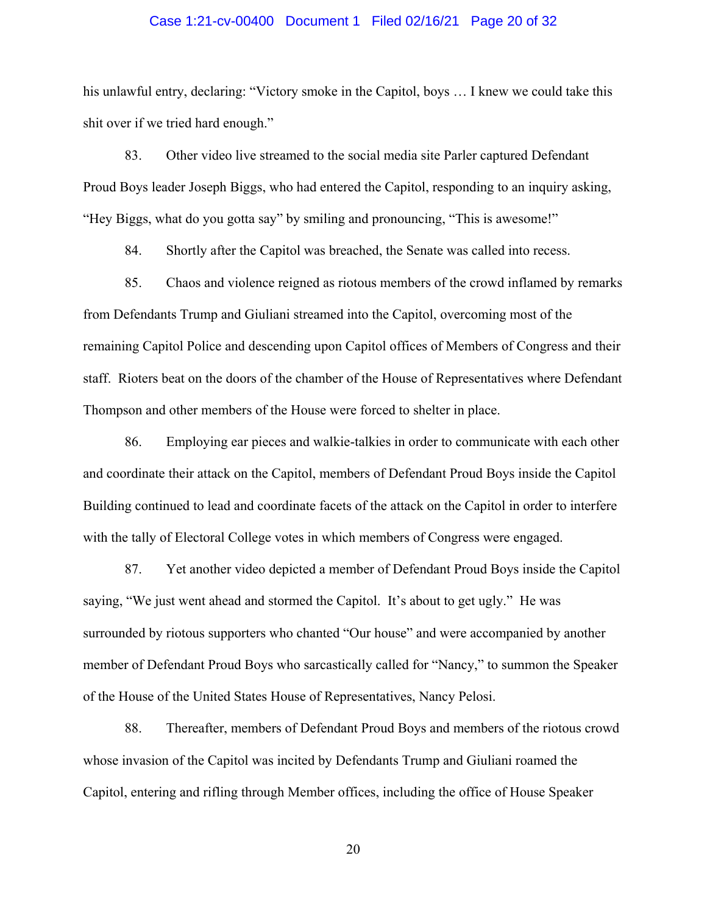his unlawful entry, declaring: "Victory smoke in the Capitol, boys … I knew we could take this shit over if we tried hard enough."

83. Other video live streamed to the social media site Parler captured Defendant Proud Boys leader Joseph Biggs, who had entered the Capitol, responding to an inquiry asking, "Hey Biggs, what do you gotta say" by smiling and pronouncing, "This is awesome!"

84. Shortly after the Capitol was breached, the Senate was called into recess.

85. Chaos and violence reigned as riotous members of the crowd inflamed by remarks from Defendants Trump and Giuliani streamed into the Capitol, overcoming most of the remaining Capitol Police and descending upon Capitol offices of Members of Congress and their staff. Rioters beat on the doors of the chamber of the House of Representatives where Defendant Thompson and other members of the House were forced to shelter in place.

86. Employing ear pieces and walkie-talkies in order to communicate with each other and coordinate their attack on the Capitol, members of Defendant Proud Boys inside the Capitol Building continued to lead and coordinate facets of the attack on the Capitol in order to interfere with the tally of Electoral College votes in which members of Congress were engaged.

87. Yet another video depicted a member of Defendant Proud Boys inside the Capitol saying, "We just went ahead and stormed the Capitol. It's about to get ugly." He was surrounded by riotous supporters who chanted "Our house" and were accompanied by another member of Defendant Proud Boys who sarcastically called for "Nancy," to summon the Speaker of the House of the United States House of Representatives, Nancy Pelosi.

88. Thereafter, members of Defendant Proud Boys and members of the riotous crowd whose invasion of the Capitol was incited by Defendants Trump and Giuliani roamed the Capitol, entering and rifling through Member offices, including the office of House Speaker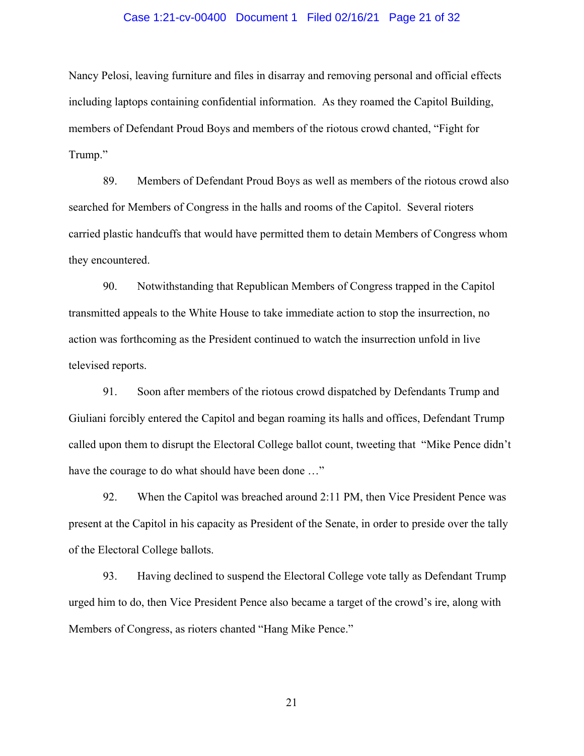Nancy Pelosi, leaving furniture and files in disarray and removing personal and official effects including laptops containing confidential information. As they roamed the Capitol Building, members of Defendant Proud Boys and members of the riotous crowd chanted, "Fight for Trump."

89. Members of Defendant Proud Boys as well as members of the riotous crowd also searched for Members of Congress in the halls and rooms of the Capitol. Several rioters carried plastic handcuffs that would have permitted them to detain Members of Congress whom they encountered.

90. Notwithstanding that Republican Members of Congress trapped in the Capitol transmitted appeals to the White House to take immediate action to stop the insurrection, no action was forthcoming as the President continued to watch the insurrection unfold in live televised reports.

91. Soon after members of the riotous crowd dispatched by Defendants Trump and Giuliani forcibly entered the Capitol and began roaming its halls and offices, Defendant Trump called upon them to disrupt the Electoral College ballot count, tweeting that "Mike Pence didn't have the courage to do what should have been done …"

92. When the Capitol was breached around 2:11 PM, then Vice President Pence was present at the Capitol in his capacity as President of the Senate, in order to preside over the tally of the Electoral College ballots.

93. Having declined to suspend the Electoral College vote tally as Defendant Trump urged him to do, then Vice President Pence also became a target of the crowd's ire, along with Members of Congress, as rioters chanted "Hang Mike Pence."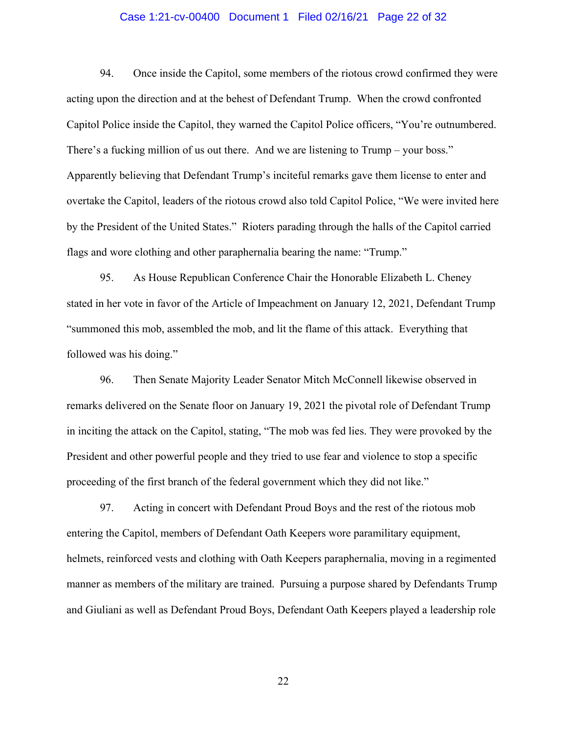94. Once inside the Capitol, some members of the riotous crowd confirmed they were acting upon the direction and at the behest of Defendant Trump. When the crowd confronted Capitol Police inside the Capitol, they warned the Capitol Police officers, "You're outnumbered. There's a fucking million of us out there. And we are listening to Trump – your boss." Apparently believing that Defendant Trump's inciteful remarks gave them license to enter and overtake the Capitol, leaders of the riotous crowd also told Capitol Police, "We were invited here by the President of the United States." Rioters parading through the halls of the Capitol carried flags and wore clothing and other paraphernalia bearing the name: "Trump."

95. As House Republican Conference Chair the Honorable Elizabeth L. Cheney stated in her vote in favor of the Article of Impeachment on January 12, 2021, Defendant Trump "summoned this mob, assembled the mob, and lit the flame of this attack. Everything that followed was his doing."

96. Then Senate Majority Leader Senator Mitch McConnell likewise observed in remarks delivered on the Senate floor on January 19, 2021 the pivotal role of Defendant Trump in inciting the attack on the Capitol, stating, "The mob was fed lies. They were provoked by the President and other powerful people and they tried to use fear and violence to stop a specific proceeding of the first branch of the federal government which they did not like."

97. Acting in concert with Defendant Proud Boys and the rest of the riotous mob entering the Capitol, members of Defendant Oath Keepers wore paramilitary equipment, helmets, reinforced vests and clothing with Oath Keepers paraphernalia, moving in a regimented manner as members of the military are trained. Pursuing a purpose shared by Defendants Trump and Giuliani as well as Defendant Proud Boys, Defendant Oath Keepers played a leadership role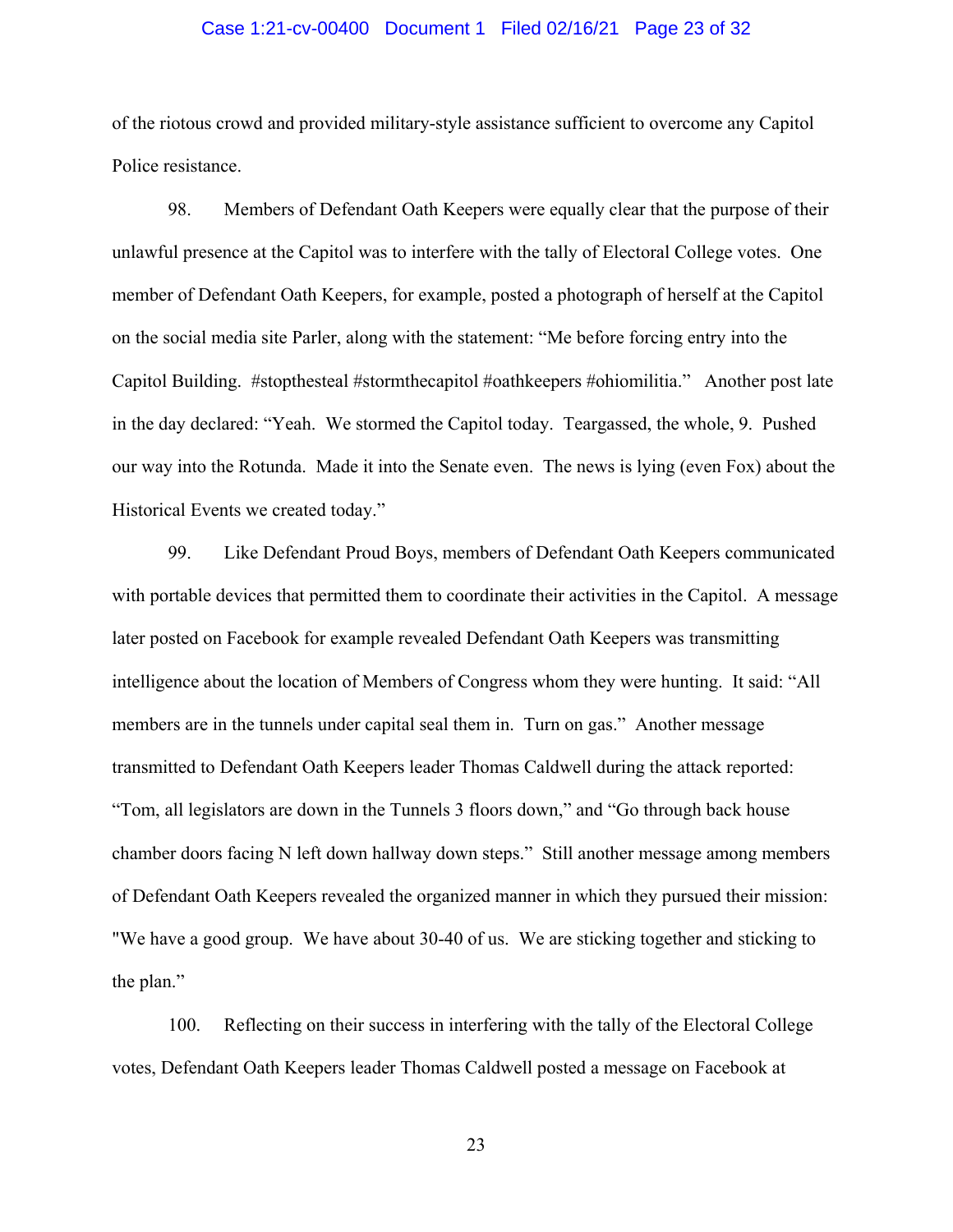of the riotous crowd and provided military-style assistance sufficient to overcome any Capitol Police resistance.

98. Members of Defendant Oath Keepers were equally clear that the purpose of their unlawful presence at the Capitol was to interfere with the tally of Electoral College votes. One member of Defendant Oath Keepers, for example, posted a photograph of herself at the Capitol on the social media site Parler, along with the statement: "Me before forcing entry into the Capitol Building. #stopthesteal #stormthecapitol #oathkeepers #ohiomilitia." Another post late in the day declared: "Yeah. We stormed the Capitol today. Teargassed, the whole, 9. Pushed our way into the Rotunda. Made it into the Senate even. The news is lying (even Fox) about the Historical Events we created today."

99. Like Defendant Proud Boys, members of Defendant Oath Keepers communicated with portable devices that permitted them to coordinate their activities in the Capitol. A message later posted on Facebook for example revealed Defendant Oath Keepers was transmitting intelligence about the location of Members of Congress whom they were hunting. It said: "All members are in the tunnels under capital seal them in. Turn on gas." Another message transmitted to Defendant Oath Keepers leader Thomas Caldwell during the attack reported: "Tom, all legislators are down in the Tunnels 3 floors down," and "Go through back house chamber doors facing N left down hallway down steps." Still another message among members of Defendant Oath Keepers revealed the organized manner in which they pursued their mission: "We have a good group. We have about 30-40 of us. We are sticking together and sticking to the plan."

100. Reflecting on their success in interfering with the tally of the Electoral College votes, Defendant Oath Keepers leader Thomas Caldwell posted a message on Facebook at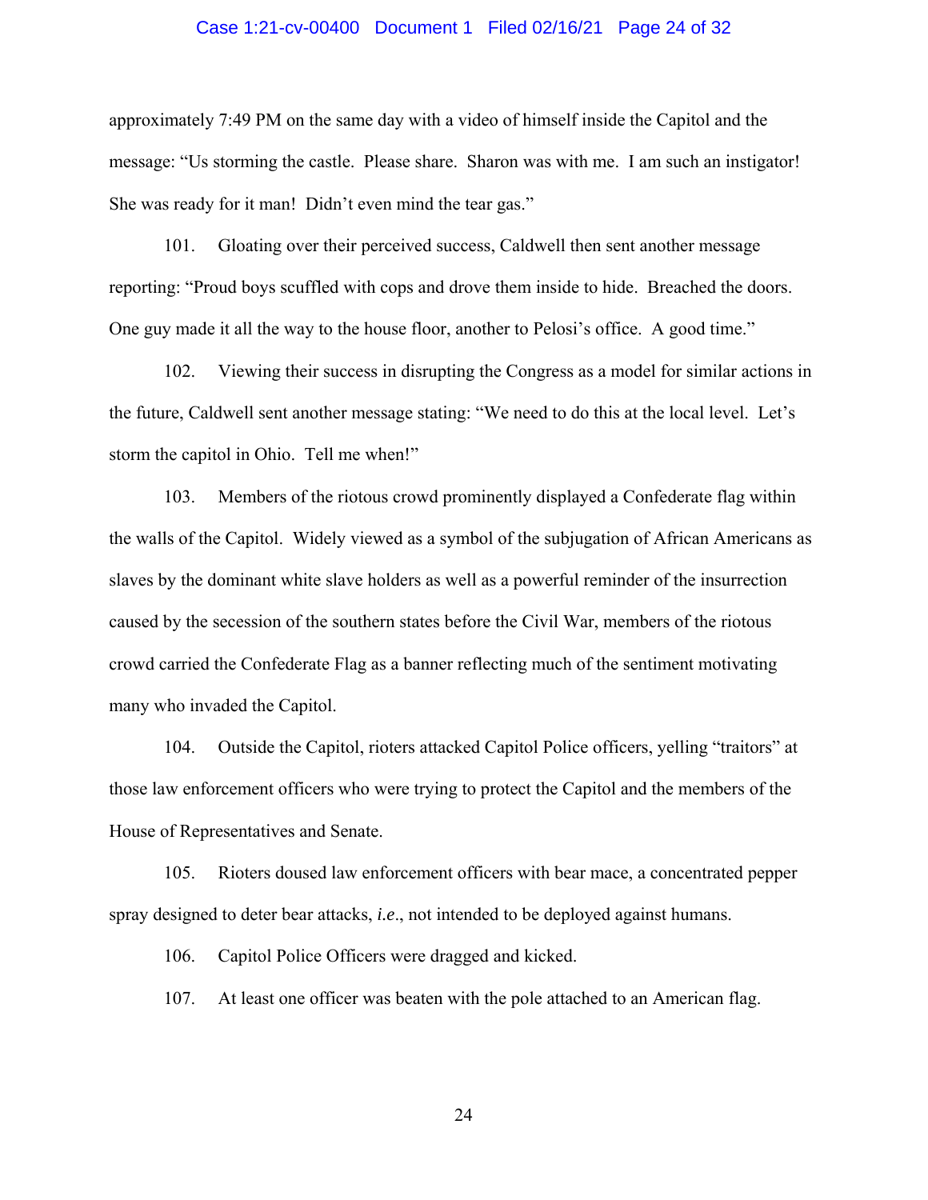approximately 7:49 PM on the same day with a video of himself inside the Capitol and the message: "Us storming the castle. Please share. Sharon was with me. I am such an instigator! She was ready for it man! Didn't even mind the tear gas."

101. Gloating over their perceived success, Caldwell then sent another message reporting: "Proud boys scuffled with cops and drove them inside to hide. Breached the doors. One guy made it all the way to the house floor, another to Pelosi's office. A good time."

102. Viewing their success in disrupting the Congress as a model for similar actions in the future, Caldwell sent another message stating: "We need to do this at the local level. Let's storm the capitol in Ohio. Tell me when!"

103. Members of the riotous crowd prominently displayed a Confederate flag within the walls of the Capitol. Widely viewed as a symbol of the subjugation of African Americans as slaves by the dominant white slave holders as well as a powerful reminder of the insurrection caused by the secession of the southern states before the Civil War, members of the riotous crowd carried the Confederate Flag as a banner reflecting much of the sentiment motivating many who invaded the Capitol.

104. Outside the Capitol, rioters attacked Capitol Police officers, yelling "traitors" at those law enforcement officers who were trying to protect the Capitol and the members of the House of Representatives and Senate.

105. Rioters doused law enforcement officers with bear mace, a concentrated pepper spray designed to deter bear attacks, *i.e*., not intended to be deployed against humans.

106. Capitol Police Officers were dragged and kicked.

107. At least one officer was beaten with the pole attached to an American flag.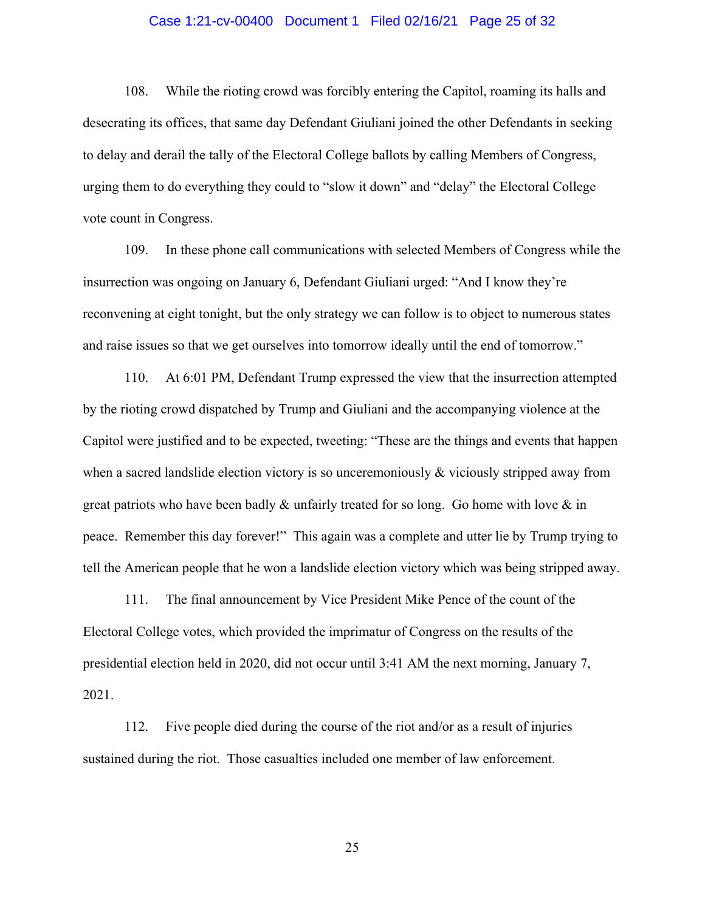108. While the rioting crowd was forcibly entering the Capitol, roaming its halls and desecrating its offices, that same day Defendant Giuliani joined the other Defendants in seeking to delay and derail the tally of the Electoral College ballots by calling Members of Congress, urging them to do everything they could to "slow it down" and "delay" the Electoral College vote count in Congress.

109. In these phone call communications with selected Members of Congress while the insurrection was ongoing on January 6, Defendant Giuliani urged: "And I know they're reconvening at eight tonight, but the only strategy we can follow is to object to numerous states and raise issues so that we get ourselves into tomorrow ideally until the end of tomorrow."

110. At 6:01 PM, Defendant Trump expressed the view that the insurrection attempted by the rioting crowd dispatched by Trump and Giuliani and the accompanying violence at the Capitol were justified and to be expected, tweeting: "These are the things and events that happen when a sacred landslide election victory is so unceremoniously & viciously stripped away from great patriots who have been badly & unfairly treated for so long. Go home with love & in peace. Remember this day forever!" This again was a complete and utter lie by Trump trying to tell the American people that he won a landslide election victory which was being stripped away.

111. The final announcement by Vice President Mike Pence of the count of the Electoral College votes, which provided the imprimatur of Congress on the results of the presidential election held in 2020, did not occur until 3:41 AM the next morning, January 7, 2021.

112. Five people died during the course of the riot and/or as a result of injuries sustained during the riot. Those casualties included one member of law enforcement.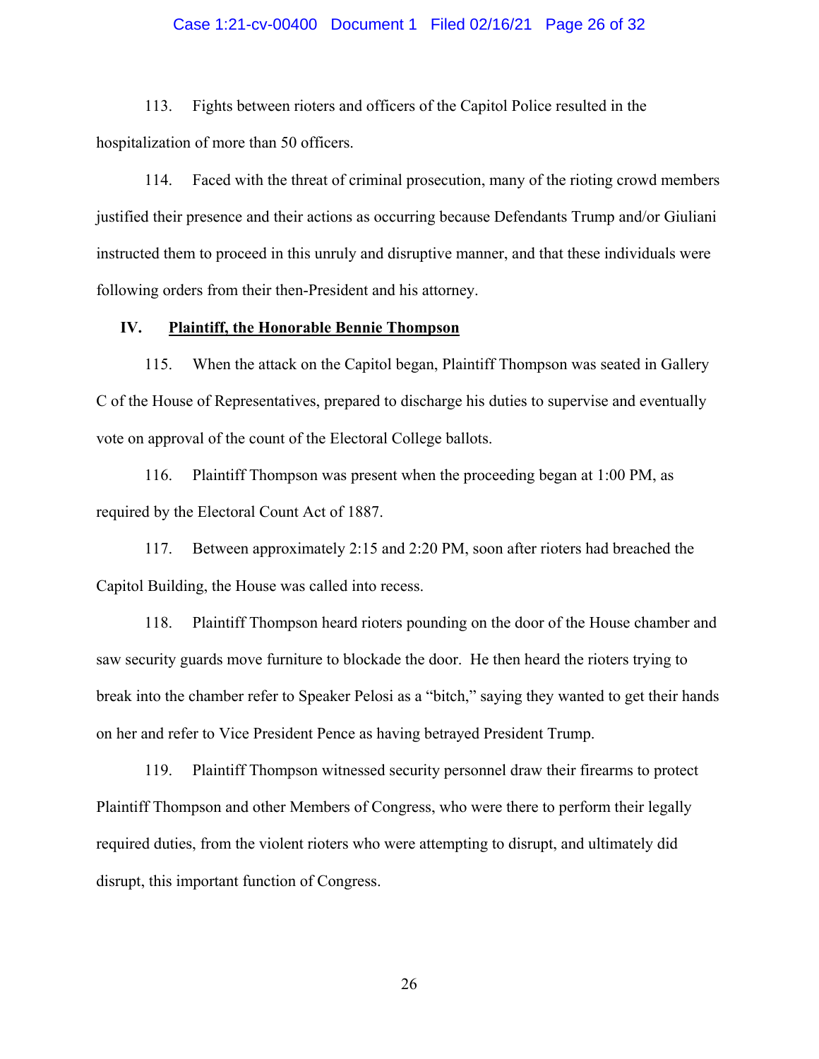113. Fights between rioters and officers of the Capitol Police resulted in the hospitalization of more than 50 officers.

114. Faced with the threat of criminal prosecution, many of the rioting crowd members justified their presence and their actions as occurring because Defendants Trump and/or Giuliani instructed them to proceed in this unruly and disruptive manner, and that these individuals were following orders from their then-President and his attorney.

## IV. <u>Plaintiff, the Honorable Bennie Thompson</u>

115. When the attack on the Capitol began, Plaintiff Thompson was seated in Gallery C of the House of Representatives, prepared to discharge his duties to supervise and eventually vote on approval of the count of the Electoral College ballots.

116. Plaintiff Thompson was present when the proceeding began at 1:00 PM, as required by the Electoral Count Act of 1887.

117. Between approximately 2:15 and 2:20 PM, soon after rioters had breached the Capitol Building, the House was called into recess.

118. Plaintiff Thompson heard rioters pounding on the door of the House chamber and saw security guards move furniture to blockade the door. He then heard the rioters trying to break into the chamber refer to Speaker Pelosi as a "bitch," saying they wanted to get their hands on her and refer to Vice President Pence as having betrayed President Trump.

119. Plaintiff Thompson witnessed security personnel draw their firearms to protect Plaintiff Thompson and other Members of Congress, who were there to perform their legally required duties, from the violent rioters who were attempting to disrupt, and ultimately did disrupt, this important function of Congress.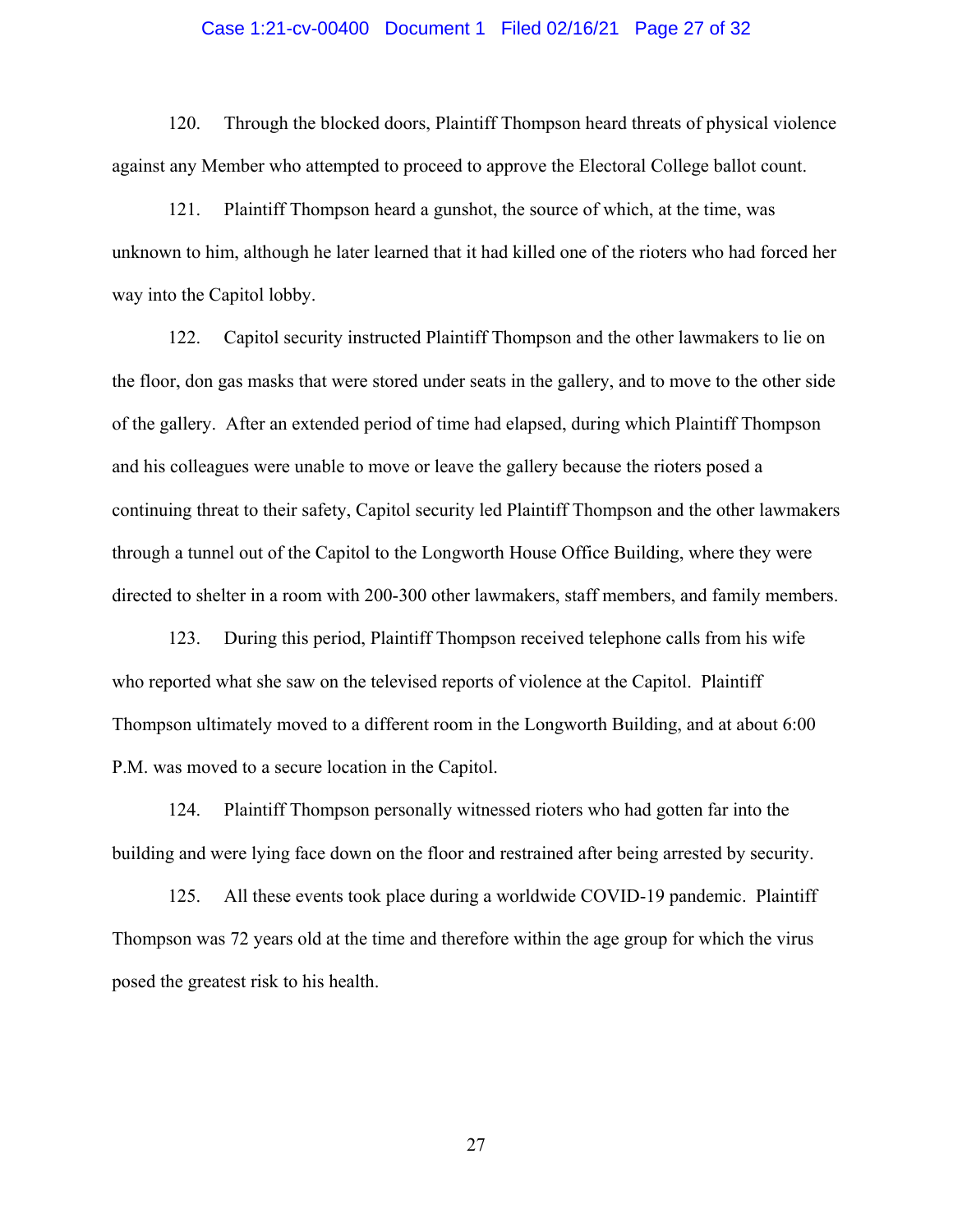120. Through the blocked doors, Plaintiff Thompson heard threats of physical violence against any Member who attempted to proceed to approve the Electoral College ballot count.

121. Plaintiff Thompson heard a gunshot, the source of which, at the time, was unknown to him, although he later learned that it had killed one of the rioters who had forced her way into the Capitol lobby.

122. Capitol security instructed Plaintiff Thompson and the other lawmakers to lie on the floor, don gas masks that were stored under seats in the gallery, and to move to the other side of the gallery. After an extended period of time had elapsed, during which Plaintiff Thompson and his colleagues were unable to move or leave the gallery because the rioters posed a continuing threat to their safety, Capitol security led Plaintiff Thompson and the other lawmakers through a tunnel out of the Capitol to the Longworth House Office Building, where they were directed to shelter in a room with 200-300 other lawmakers, staff members, and family members.

123. During this period, Plaintiff Thompson received telephone calls from his wife who reported what she saw on the televised reports of violence at the Capitol. Plaintiff Thompson ultimately moved to a different room in the Longworth Building, and at about 6:00 P.M. was moved to a secure location in the Capitol.

124. Plaintiff Thompson personally witnessed rioters who had gotten far into the building and were lying face down on the floor and restrained after being arrested by security.

125. All these events took place during a worldwide COVID-19 pandemic. Plaintiff Thompson was 72 years old at the time and therefore within the age group for which the virus posed the greatest risk to his health.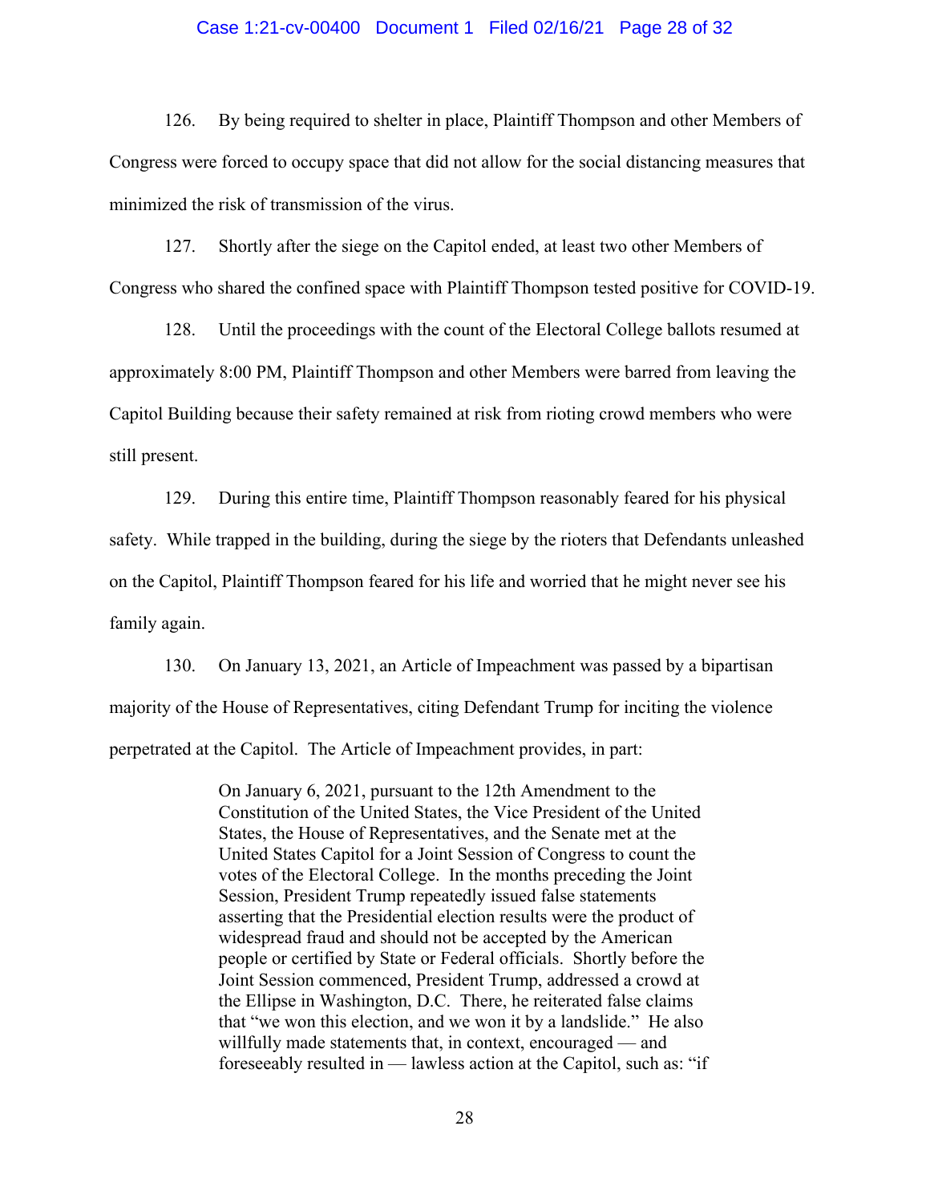126. By being required to shelter in place, Plaintiff Thompson and other Members of Congress were forced to occupy space that did not allow for the social distancing measures that minimized the risk of transmission of the virus.

127. Shortly after the siege on the Capitol ended, at least two other Members of Congress who shared the confined space with Plaintiff Thompson tested positive for COVID-19.

128. Until the proceedings with the count of the Electoral College ballots resumed at approximately 8:00 PM, Plaintiff Thompson and other Members were barred from leaving the Capitol Building because their safety remained at risk from rioting crowd members who were still present.

129. During this entire time, Plaintiff Thompson reasonably feared for his physical safety. While trapped in the building, during the siege by the rioters that Defendants unleashed on the Capitol, Plaintiff Thompson feared for his life and worried that he might never see his family again.

130. On January 13, 2021, an Article of Impeachment was passed by a bipartisan majority of the House of Representatives, citing Defendant Trump for inciting the violence perpetrated at the Capitol. The Article of Impeachment provides, in part:

> On January 6, 2021, pursuant to the 12th Amendment to the Constitution of the United States, the Vice President of the United States, the House of Representatives, and the Senate met at the United States Capitol for a Joint Session of Congress to count the votes of the Electoral College. In the months preceding the Joint Session, President Trump repeatedly issued false statements asserting that the Presidential election results were the product of widespread fraud and should not be accepted by the American people or certified by State or Federal officials. Shortly before the Joint Session commenced, President Trump, addressed a crowd at the Ellipse in Washington, D.C. There, he reiterated false claims that "we won this election, and we won it by a landslide." He also willfully made statements that, in context, encouraged — and foreseeably resulted in — lawless action at the Capitol, such as: "if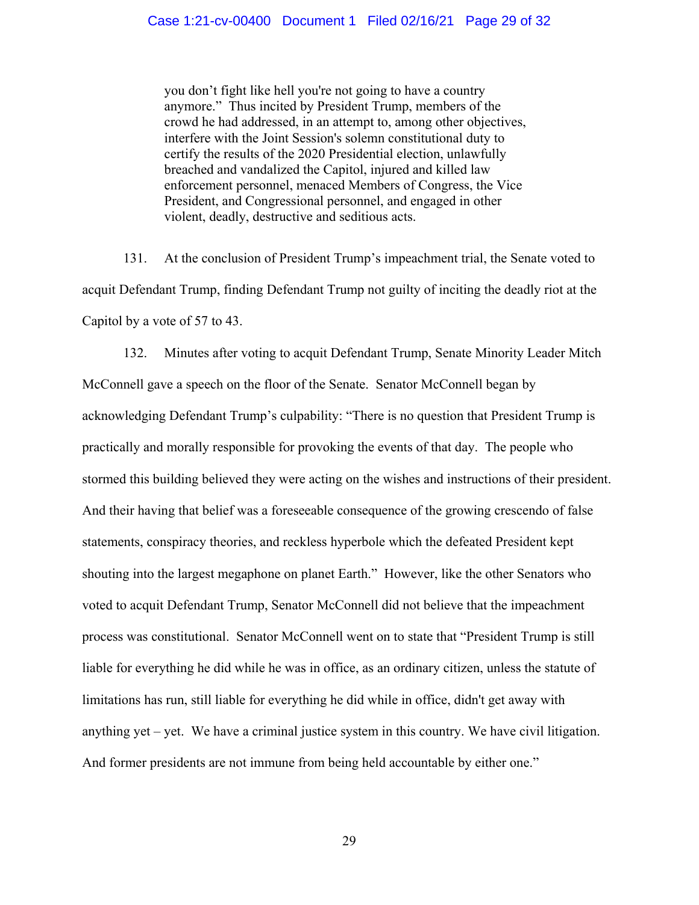> you don't fight like hell you're not going to have a country anymore." Thus incited by President Trump, members of the crowd he had addressed, in an attempt to, among other objectives, interfere with the Joint Session's solemn constitutional duty to certify the results of the 2020 Presidential election, unlawfully breached and vandalized the Capitol, injured and killed law enforcement personnel, menaced Members of Congress, the Vice President, and Congressional personnel, and engaged in other violent, deadly, destructive and seditious acts.

131. At the conclusion of President Trump's impeachment trial, the Senate voted to acquit Defendant Trump, finding Defendant Trump not guilty of inciting the deadly riot at the Capitol by a vote of 57 to 43.

132. Minutes after voting to acquit Defendant Trump, Senate Minority Leader Mitch McConnell gave a speech on the floor of the Senate. Senator McConnell began by acknowledging Defendant Trump's culpability: "There is no question that President Trump is practically and morally responsible for provoking the events of that day. The people who stormed this building believed they were acting on the wishes and instructions of their president. And their having that belief was a foreseeable consequence of the growing crescendo of false statements, conspiracy theories, and reckless hyperbole which the defeated President kept shouting into the largest megaphone on planet Earth." However, like the other Senators who voted to acquit Defendant Trump, Senator McConnell did not believe that the impeachment process was constitutional. Senator McConnell went on to state that "President Trump is still liable for everything he did while he was in office, as an ordinary citizen, unless the statute of limitations has run, still liable for everything he did while in office, didn't get away with anything yet – yet. We have a criminal justice system in this country. We have civil litigation. And former presidents are not immune from being held accountable by either one."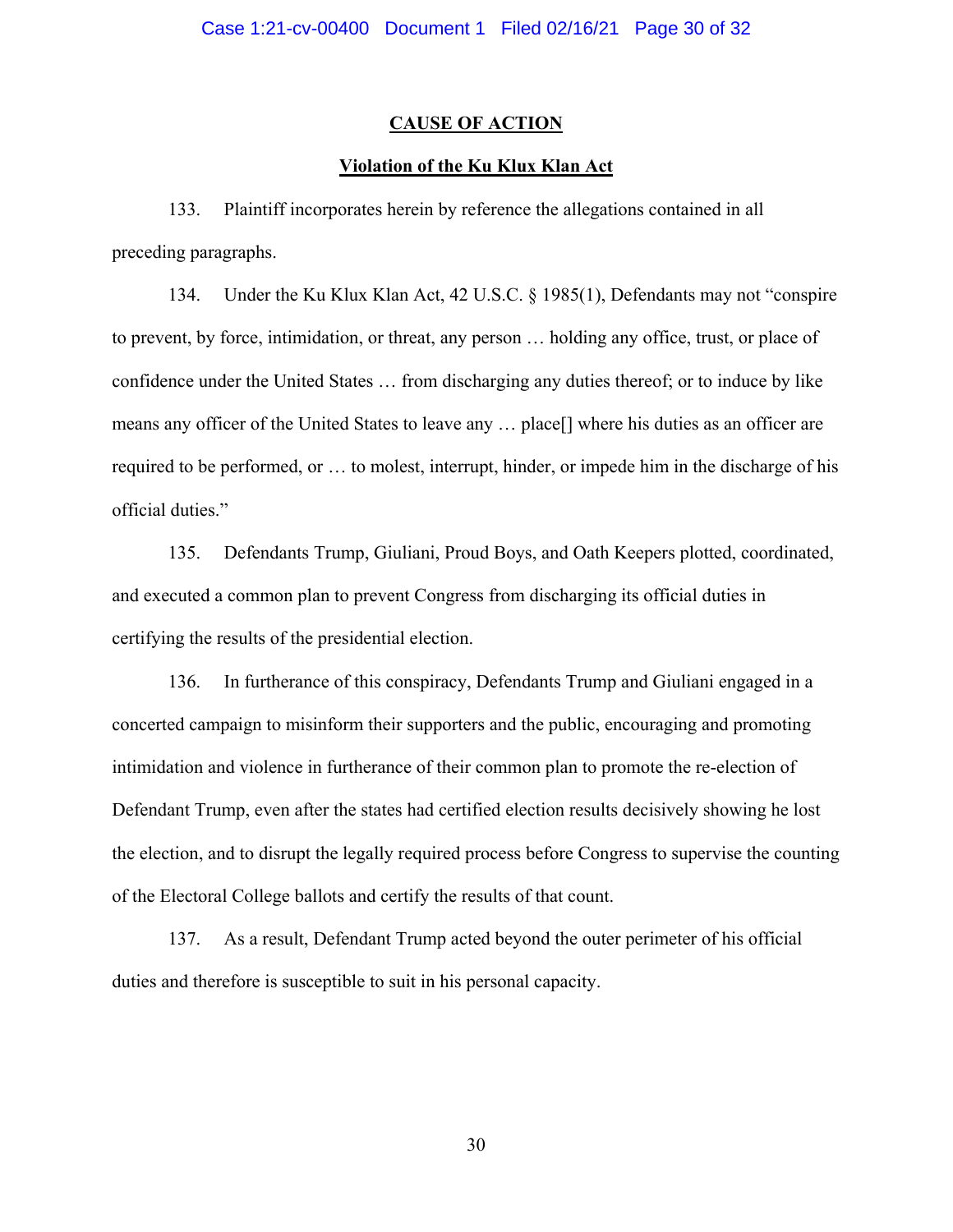## CAUSE OF ACTION

### Violation of the Ku Klux Klan Act

133. Plaintiff incorporates herein by reference the allegations contained in all preceding paragraphs.

134. Under the Ku Klux Klan Act, 42 U.S.C. § 1985(1), Defendants may not "conspire to prevent, by force, intimidation, or threat, any person … holding any office, trust, or place of confidence under the United States … from discharging any duties thereof; or to induce by like means any officer of the United States to leave any … place[] where his duties as an officer are required to be performed, or … to molest, interrupt, hinder, or impede him in the discharge of his official duties."

135. Defendants Trump, Giuliani, Proud Boys, and Oath Keepers plotted, coordinated, and executed a common plan to prevent Congress from discharging its official duties in certifying the results of the presidential election.

136. In furtherance of this conspiracy, Defendants Trump and Giuliani engaged in a concerted campaign to misinform their supporters and the public, encouraging and promoting intimidation and violence in furtherance of their common plan to promote the re-election of Defendant Trump, even after the states had certified election results decisively showing he lost the election, and to disrupt the legally required process before Congress to supervise the counting of the Electoral College ballots and certify the results of that count.

137. As a result, Defendant Trump acted beyond the outer perimeter of his official duties and therefore is susceptible to suit in his personal capacity.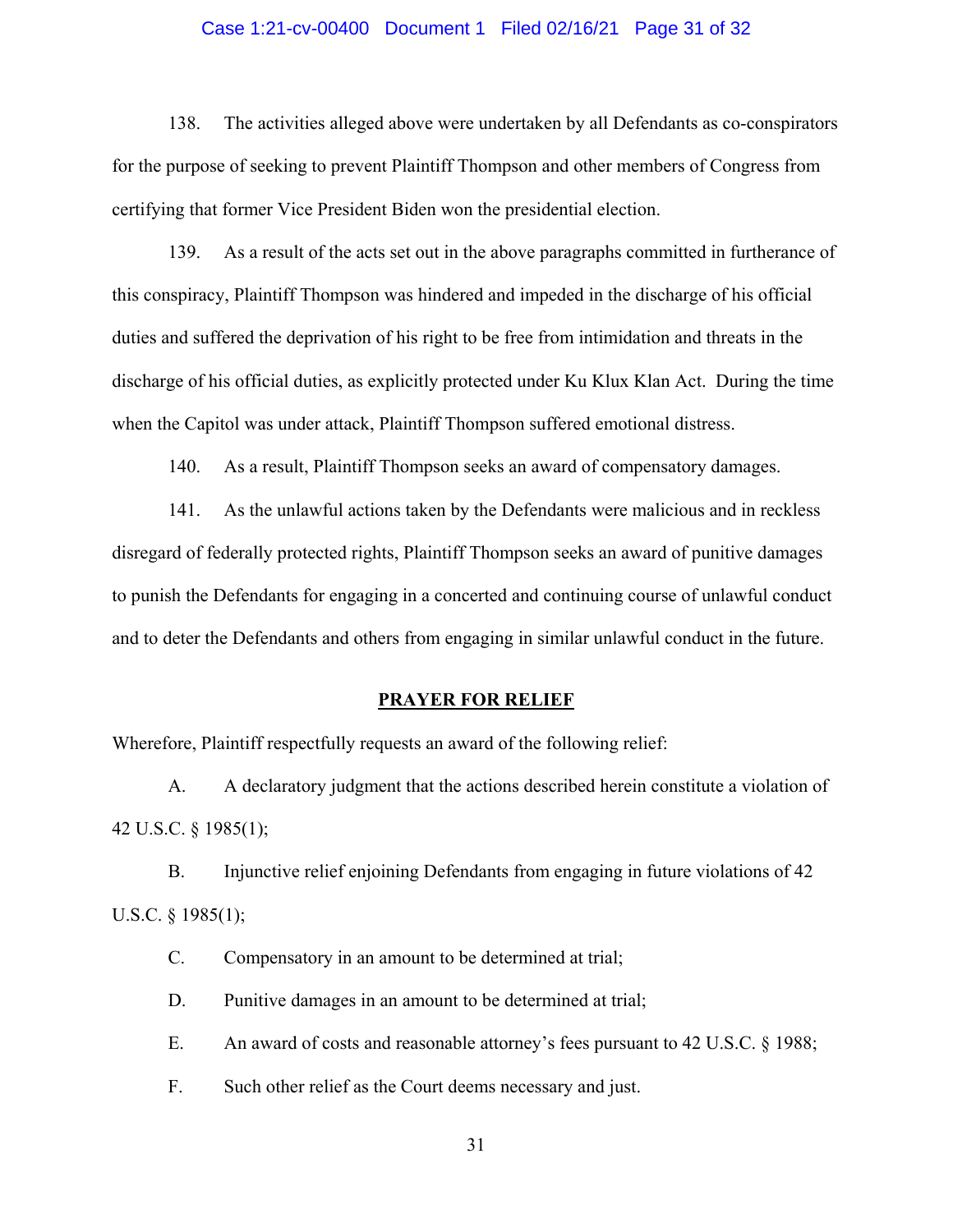138. The activities alleged above were undertaken by all Defendants as co-conspirators for the purpose of seeking to prevent Plaintiff Thompson and other members of Congress from certifying that former Vice President Biden won the presidential election.

139. As a result of the acts set out in the above paragraphs committed in furtherance of this conspiracy, Plaintiff Thompson was hindered and impeded in the discharge of his official duties and suffered the deprivation of his right to be free from intimidation and threats in the discharge of his official duties, as explicitly protected under Ku Klux Klan Act. During the time when the Capitol was under attack, Plaintiff Thompson suffered emotional distress.

140. As a result, Plaintiff Thompson seeks an award of compensatory damages.

141. As the unlawful actions taken by the Defendants were malicious and in reckless disregard of federally protected rights, Plaintiff Thompson seeks an award of punitive damages to punish the Defendants for engaging in a concerted and continuing course of unlawful conduct and to deter the Defendants and others from engaging in similar unlawful conduct in the future.

## PRAYER FOR RELIEF

Wherefore, Plaintiff respectfully requests an award of the following relief:

A. A declaratory judgment that the actions described herein constitute a violation of 42 U.S.C. § 1985(1);

B. Injunctive relief enjoining Defendants from engaging in future violations of 42 U.S.C. § 1985(1);

C. Compensatory in an amount to be determined at trial;

D. Punitive damages in an amount to be determined at trial;

E. An award of costs and reasonable attorney's fees pursuant to 42 U.S.C. § 1988;

F. Such other relief as the Court deems necessary and just.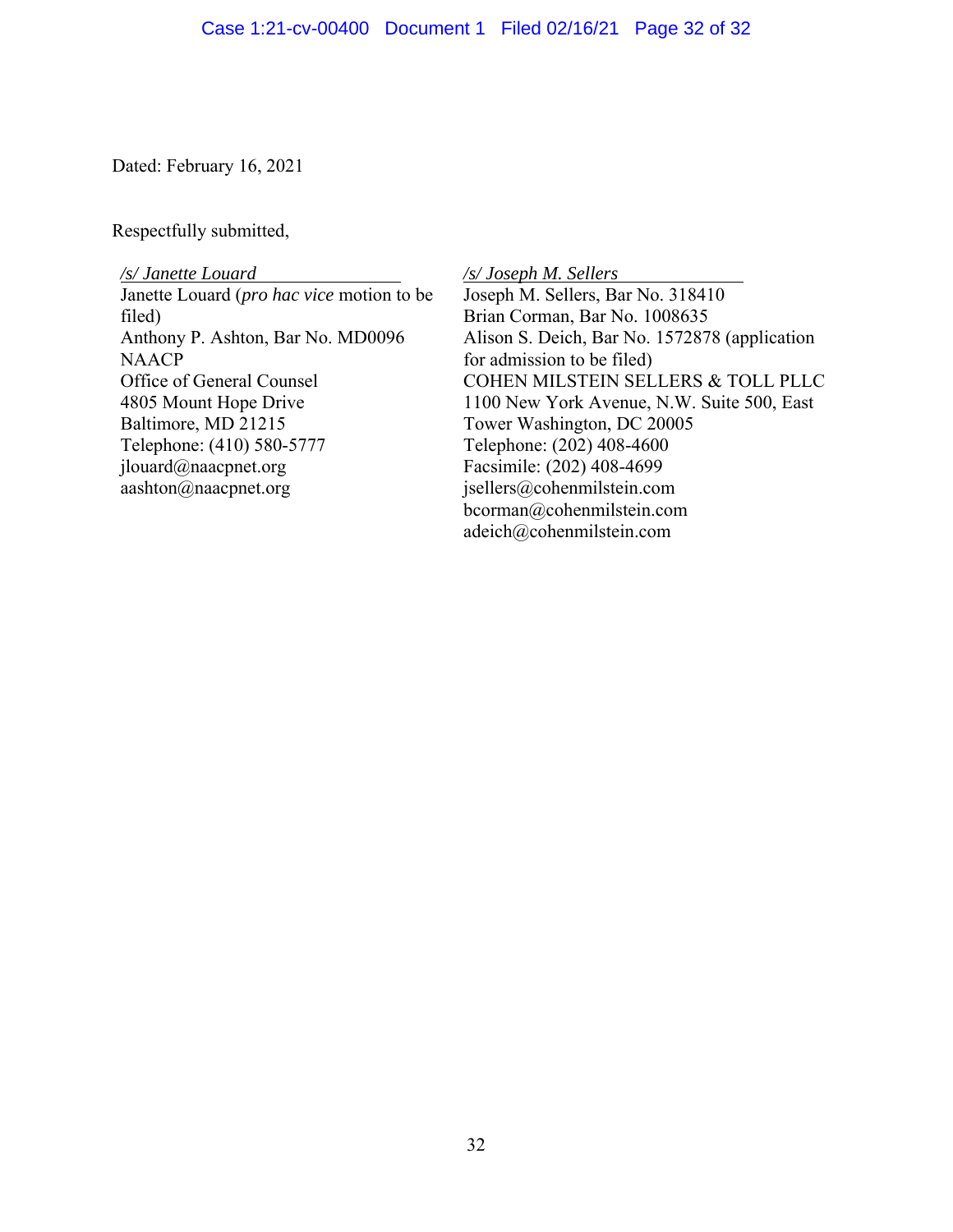Dated: February 16, 2021

Respectfully submitted,

*/s/ Janette Louard*
Janette Louard (*pro hac vice* motion to be filed)
Anthony P. Ashton, Bar No. MD0096
NAACP
Office of General Counsel
4805 Mount Hope Drive
Baltimore, MD 21215
Telephone: (410) 580-5777
jlouard@naacpnet.org
aashton@naacpnet.org

*/s/ Joseph M. Sellers*
Joseph M. Sellers, Bar No. 318410
Brian Corman, Bar No. 1008635
Alison S. Deich, Bar No. 1572878 (application for admission to be filed)
COHEN MILSTEIN SELLERS & TOLL PLLC
1100 New York Avenue, N.W. Suite 500, East Tower Washington, DC 20005
Telephone: (202) 408-4600
Facsimile: (202) 408-4699
jsellers@cohenmilstein.com
bcorman@cohenmilstein.com
adeich@cohenmilstein.com